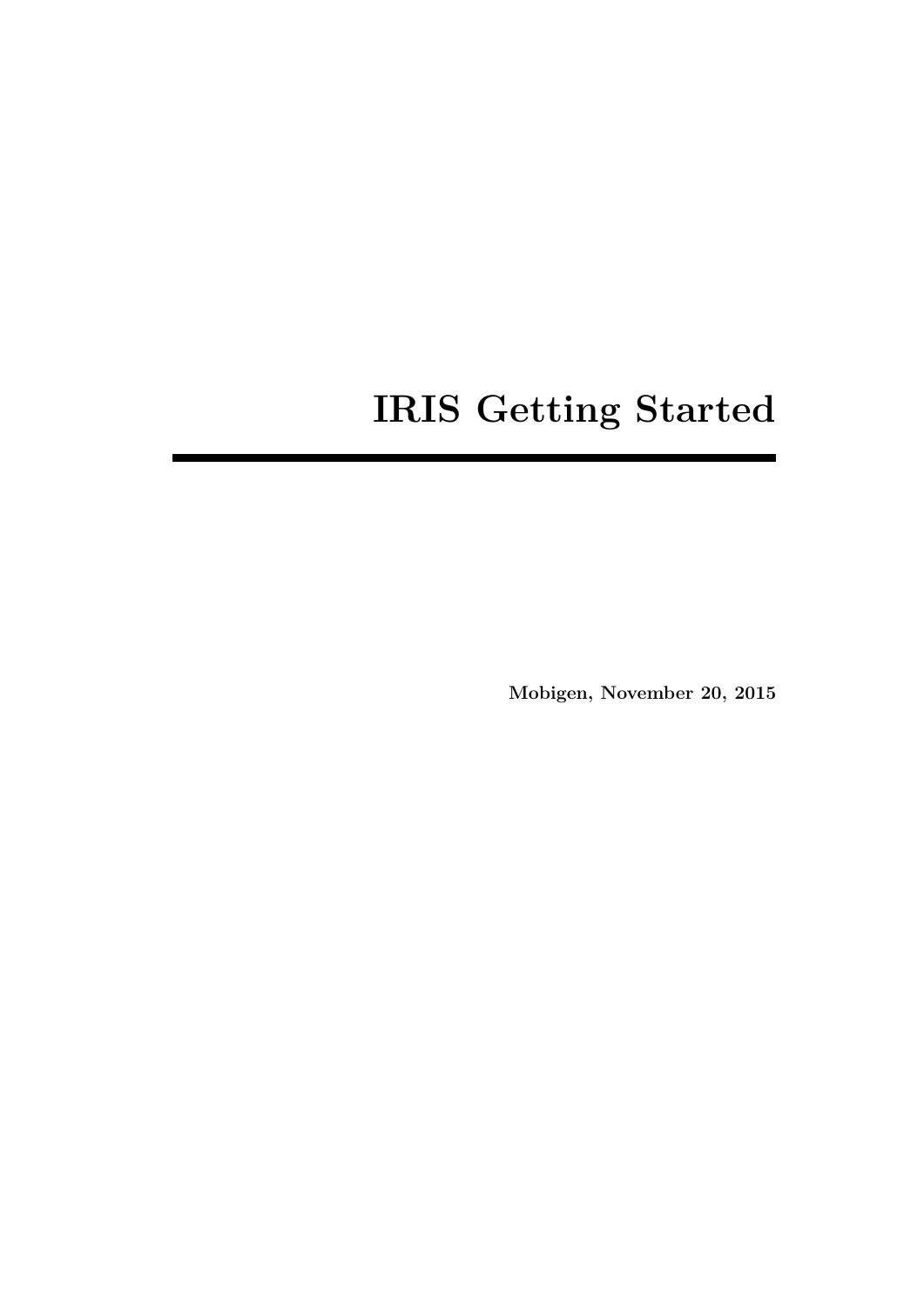# IRIS Getting Started

**Mobigen, November 20, 2015**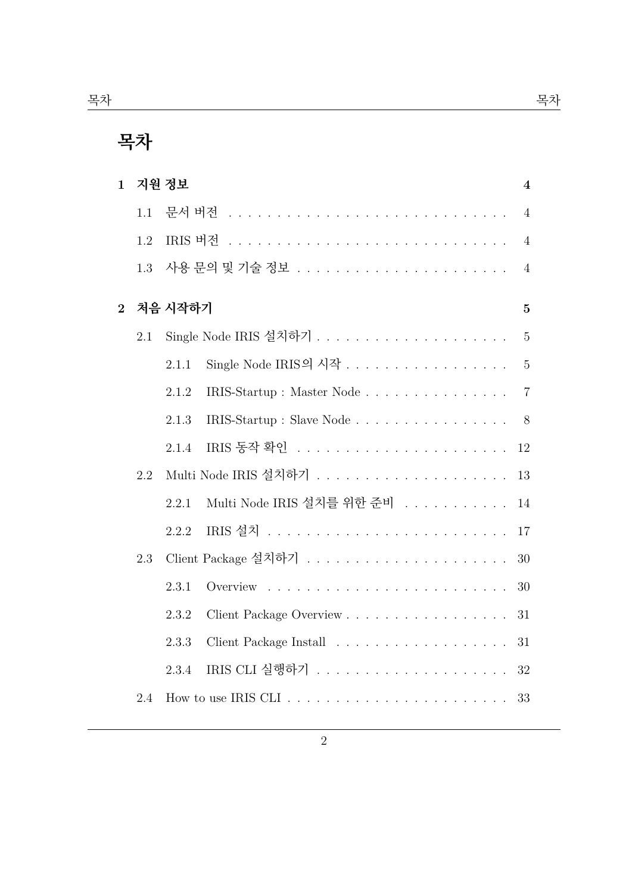# 목차

**1 지원 정보** **4**

- 1.1 문서 버전 . . . . . . . . . . . . . . . . . . . . . . . . . . . . 4
- 1.2 IRIS 버전 . . . . . . . . . . . . . . . . . . . . . . . . . . . . 4
- 1.3 사용 문의 및 기술 정보 . . . . . . . . . . . . . . . . . . . . . 4

**2 처음 시작하기** **5**

- 2.1 Single Node IRIS 설치하기 . . . . . . . . . . . . . . . . . . . . 5
  - 2.1.1 Single Node IRIS의 시작 . . . . . . . . . . . . . . . . . 5
  - 2.1.2 IRIS-Startup : Master Node . . . . . . . . . . . . . . . 7
  - 2.1.3 IRIS-Startup : Slave Node . . . . . . . . . . . . . . . . 8
  - 2.1.4 IRIS 동작 확인 . . . . . . . . . . . . . . . . . . . . . . 12
- 2.2 Multi Node IRIS 설치하기 . . . . . . . . . . . . . . . . . . . . 13
  - 2.2.1 Multi Node IRIS 설치를 위한 준비 . . . . . . . . . . . 14
  - 2.2.2 IRIS 설치 . . . . . . . . . . . . . . . . . . . . . . . . . 17
- 2.3 Client Package 설치하기 . . . . . . . . . . . . . . . . . . . . . 30
  - 2.3.1 Overview . . . . . . . . . . . . . . . . . . . . . . . . . 30
  - 2.3.2 Client Package Overview . . . . . . . . . . . . . . . . . 31
  - 2.3.3 Client Package Install . . . . . . . . . . . . . . . . . . 31
  - 2.3.4 IRIS CLI 실행하기 . . . . . . . . . . . . . . . . . . . . 32
- 2.4 How to use IRIS CLI . . . . . . . . . . . . . . . . . . . . . . . 33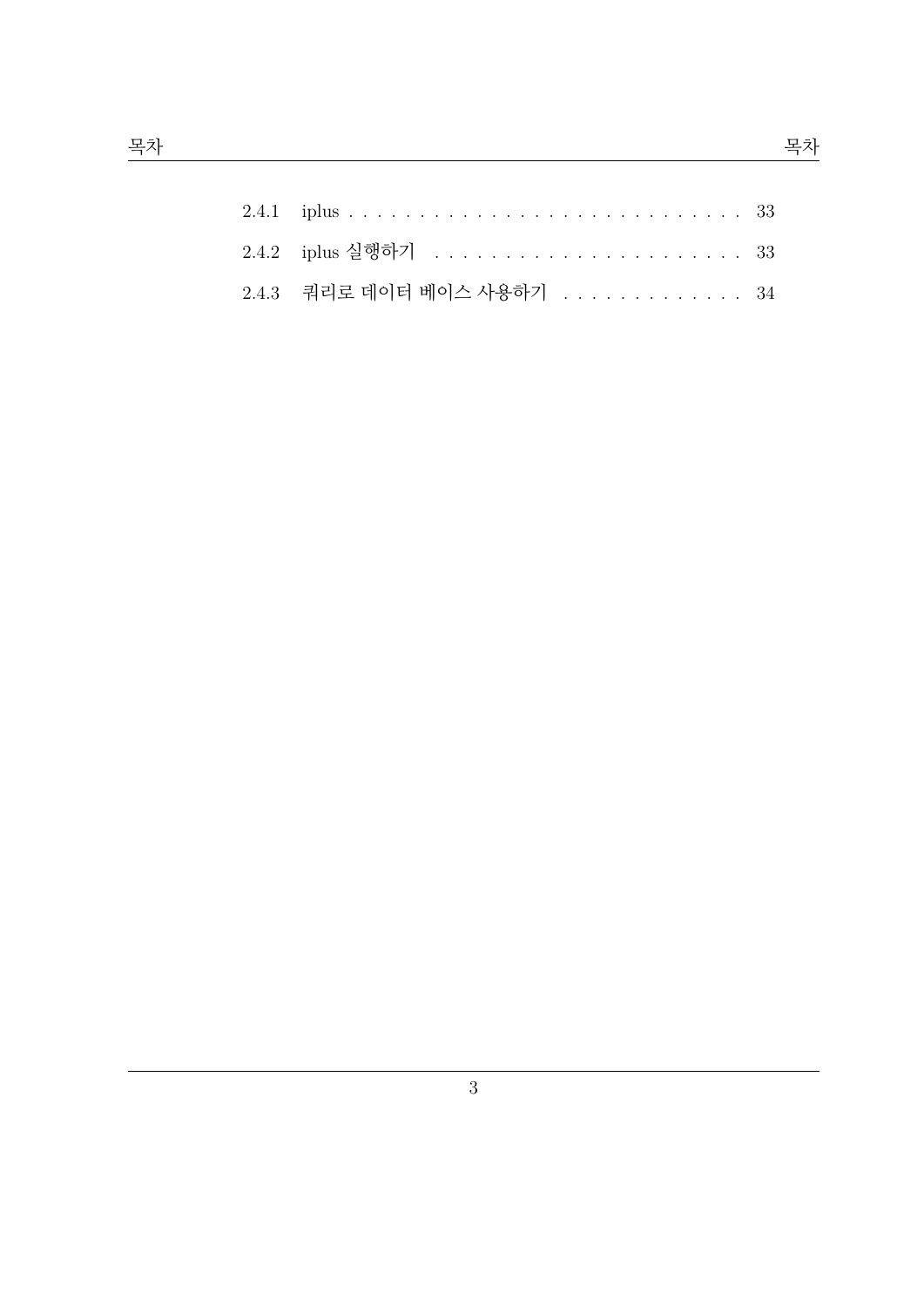2.4.1 iplus . . . . . . . . . . . . . . . . . . . . . . . . . . . . . 33

2.4.2 iplus 실행하기 . . . . . . . . . . . . . . . . . . . . . . . 33

2.4.3 쿼리로 데이터 베이스 사용하기 . . . . . . . . . . . . . 34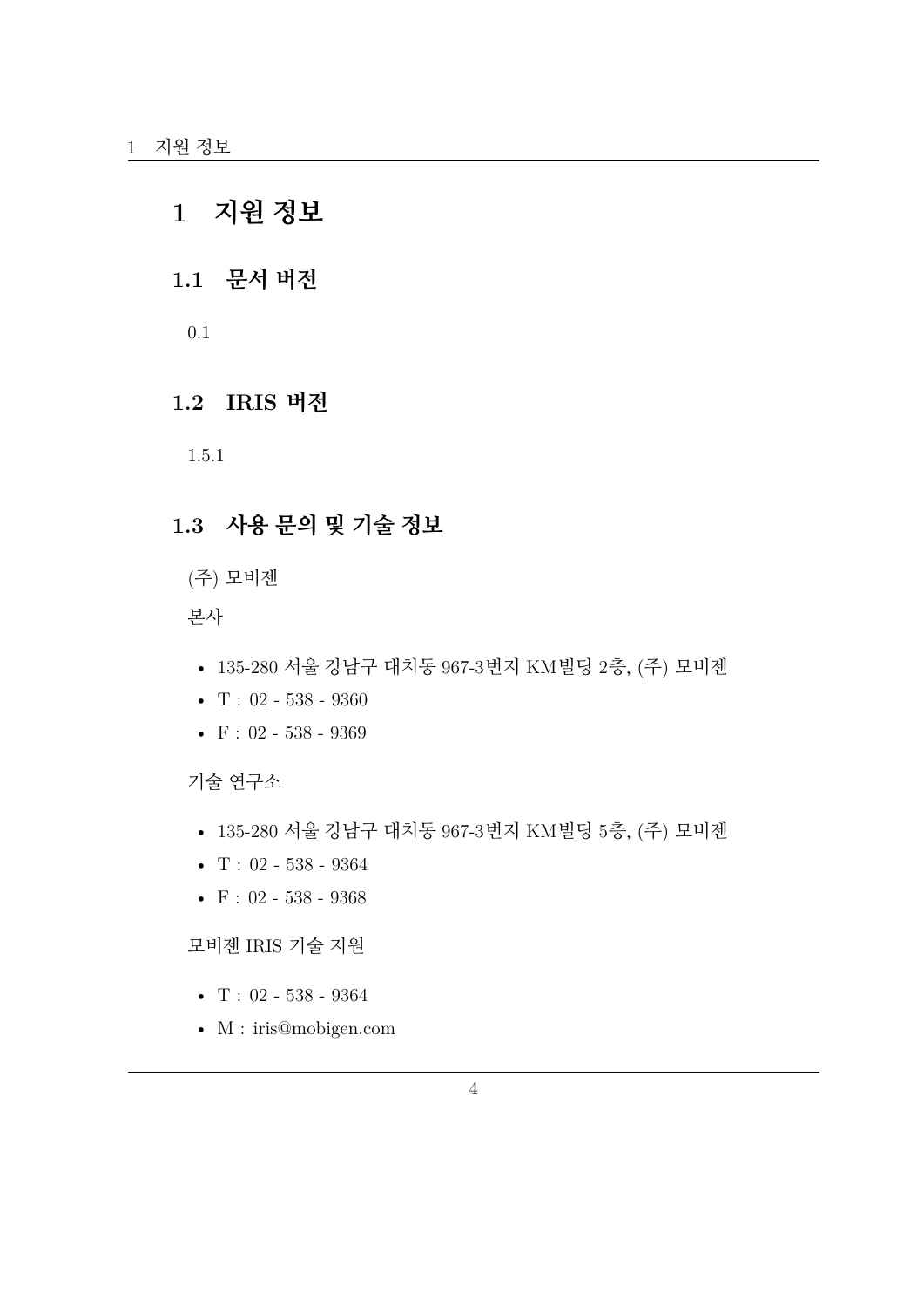# 1 지원 정보

## 1.1 문서 버전

0.1

## 1.2 IRIS 버전

1.5.1

## 1.3 사용 문의 및 기술 정보

(주) 모비젠

본사

- 135-280 서울 강남구 대치동 967-3번지 KM빌딩 2층, (주) 모비젠
- T : 02 - 538 - 9360
- F : 02 - 538 - 9369

기술 연구소

- 135-280 서울 강남구 대치동 967-3번지 KM빌딩 5층, (주) 모비젠
- T : 02 - 538 - 9364
- F : 02 - 538 - 9368

모비젠 IRIS 기술 지원

- T : 02 - 538 - 9364
- M : iris@mobigen.com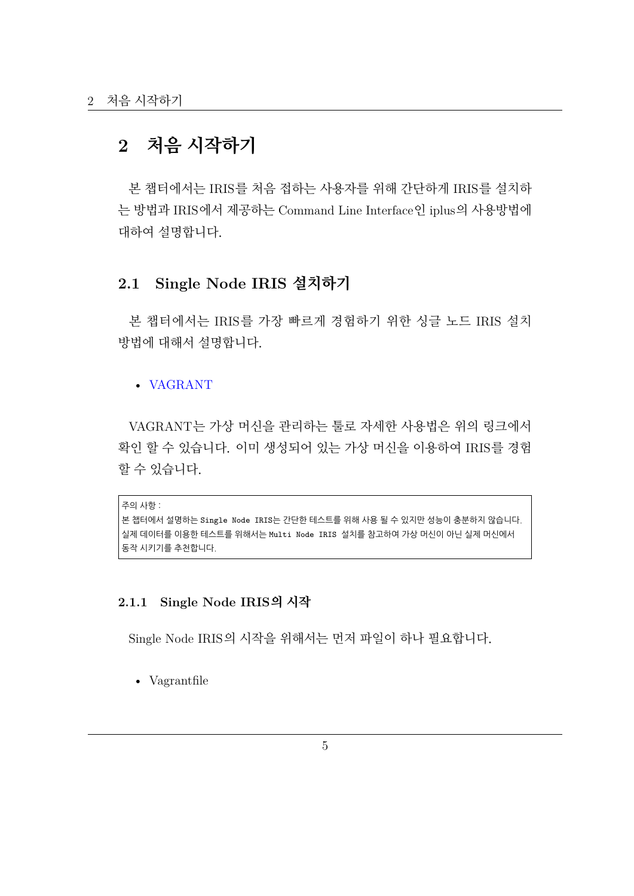# 2 처음 시작하기

본 챕터에서는 IRIS를 처음 접하는 사용자를 위해 간단하게 IRIS를 설치하는 방법과 IRIS에서 제공하는 Command Line Interface인 iplus의 사용방법에 대하여 설명합니다.

## 2.1 Single Node IRIS 설치하기

본 챕터에서는 IRIS를 가장 빠르게 경험하기 위한 싱글 노드 IRIS 설치 방법에 대해서 설명합니다.

- VAGRANT

VAGRANT는 가상 머신을 관리하는 툴로 자세한 사용법은 위의 링크에서 확인 할 수 있습니다. 이미 생성되어 있는 가상 머신을 이용하여 IRIS를 경험 할 수 있습니다.

> 주의 사항 :
> 본 챕터에서 설명하는 `Single Node IRIS`는 간단한 테스트를 위해 사용 될 수 있지만 성능이 충분하지 않습니다. 실제 데이터를 이용한 테스트를 위해서는 `Multi Node IRIS` 설치를 참고하여 가상 머신이 아닌 실제 머신에서 동작 시키기를 추천합니다.

### 2.1.1 Single Node IRIS의 시작

Single Node IRIS의 시작을 위해서는 먼저 파일이 하나 필요합니다.

- Vagrantfile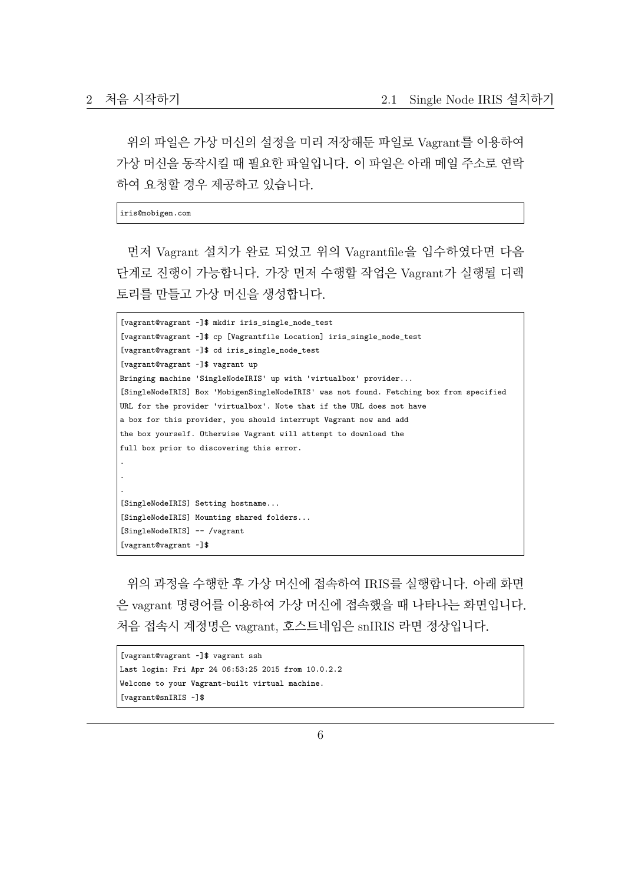위의 파일은 가상 머신의 설정을 미리 저장해둔 파일로 Vagrant를 이용하여 가상 머신을 동작시킬 때 필요한 파일입니다. 이 파일은 아래 메일 주소로 연락하여 요청할 경우 제공하고 있습니다.

```
iris@mobigen.com
```

먼저 Vagrant 설치가 완료 되었고 위의 Vagrantfile을 입수하였다면 다음 단계로 진행이 가능합니다. 가장 먼저 수행할 작업은 Vagrant가 실행될 디렉토리를 만들고 가상 머신을 생성합니다.

```
[vagrant@vagrant ~]$ mkdir iris_single_node_test
[vagrant@vagrant ~]$ cp [Vagrantfile Location] iris_single_node_test
[vagrant@vagrant ~]$ cd iris_single_node_test
[vagrant@vagrant ~]$ vagrant up
Bringing machine 'SingleNodeIRIS' up with 'virtualbox' provider...
[SingleNodeIRIS] Box 'MobigenSingleNodeIRIS' was not found. Fetching box from specified
URL for the provider 'virtualbox'. Note that if the URL does not have
a box for this provider, you should interrupt Vagrant now and add
the box yourself. Otherwise Vagrant will attempt to download the
full box prior to discovering this error.
.
.
.
[SingleNodeIRIS] Setting hostname...
[SingleNodeIRIS] Mounting shared folders...
[SingleNodeIRIS] -- /vagrant
[vagrant@vagrant ~]$
```

위의 과정을 수행한 후 가상 머신에 접속하여 IRIS를 실행합니다. 아래 화면은 vagrant 명령어를 이용하여 가상 머신에 접속했을 때 나타나는 화면입니다. 처음 접속시 계정명은 vagrant, 호스트네임은 snIRIS 라면 정상입니다.

```
[vagrant@vagrant ~]$ vagrant ssh
Last login: Fri Apr 24 06:53:25 2015 from 10.0.2.2
Welcome to your Vagrant-built virtual machine.
[vagrant@snIRIS ~]$
```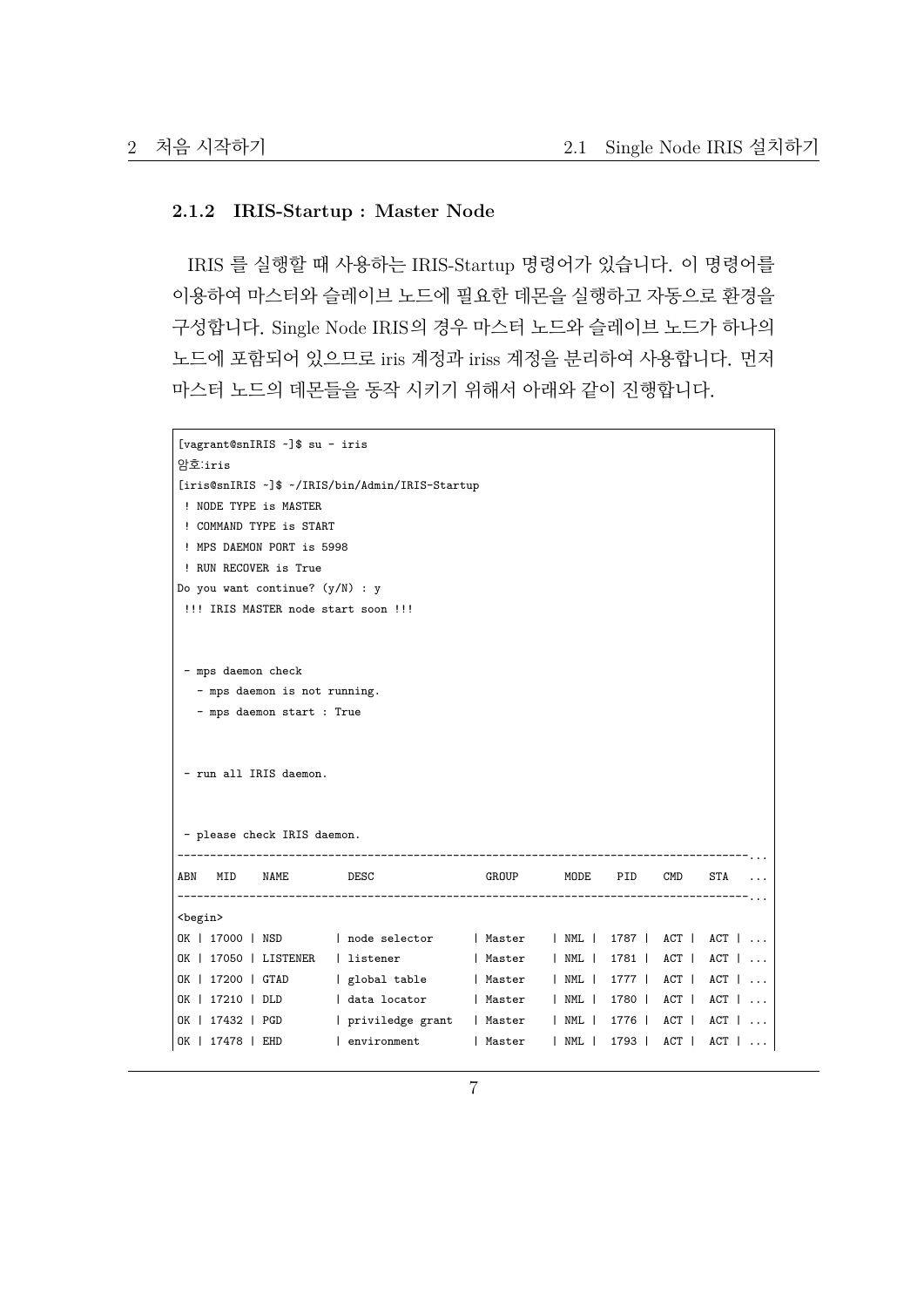### 2.1.2 IRIS-Startup : Master Node

IRIS 를 실행할 때 사용하는 IRIS-Startup 명령어가 있습니다. 이 명령어를 이용하여 마스터와 슬레이브 노드에 필요한 데몬을 실행하고 자동으로 환경을 구성합니다. Single Node IRIS의 경우 마스터 노드와 슬레이브 노드가 하나의 노드에 포함되어 있으므로 iris 계정과 iriss 계정을 분리하여 사용합니다. 먼저 마스터 노드의 데몬들을 동작 시키기 위해서 아래와 같이 진행합니다.

```
[vagrant@snIRIS ~]$ su - iris
암호:iris
[iris@snIRIS ~]$ ~/IRIS/bin/Admin/IRIS-Startup
 ! NODE TYPE is MASTER
 ! COMMAND TYPE is START
 ! MPS DAEMON PORT is 5998
 ! RUN RECOVER is True
Do you want continue? (y/N) : y
 !!! IRIS MASTER node start soon !!!


 - mps daemon check
   - mps daemon is not running.
   - mps daemon start : True


 - run all IRIS daemon.


 - please check IRIS daemon.
--------------------------------------------------------------------------------------...
ABN   MID    NAME         DESC                GROUP       MODE   PID    CMD    STA   ...
--------------------------------------------------------------------------------------...
<begin>
OK | 17000 | NSD        | node selector      | Master    | NML |  1787 |  ACT |  ACT | ...
OK | 17050 | LISTENER   | listener           | Master    | NML |  1781 |  ACT |  ACT | ...
OK | 17200 | GTAD       | global table       | Master    | NML |  1777 |  ACT |  ACT | ...
OK | 17210 | DLD        | data locator       | Master    | NML |  1780 |  ACT |  ACT | ...
OK | 17432 | PGD        | priviledge grant   | Master    | NML |  1776 |  ACT |  ACT | ...
OK | 17478 | EHD        | environment        | Master    | NML |  1793 |  ACT |  ACT | ...
```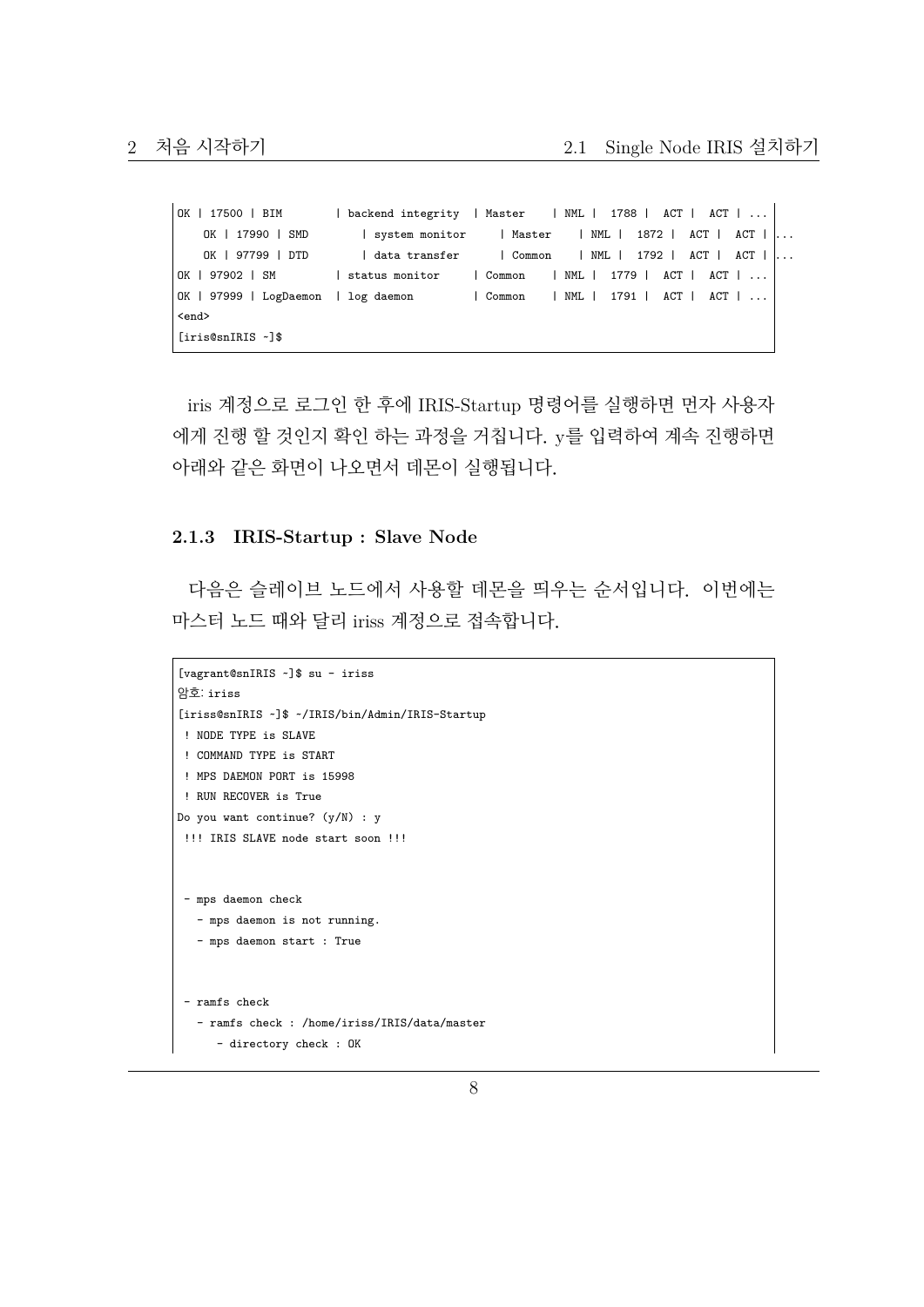```
OK | 17500 | BIM        | backend integrity  | Master    | NML |  1788 |  ACT |  ACT | ...
    OK | 17990 | SMD        | system monitor     | Master    | NML |  1872 |  ACT |  ACT | ...
    OK | 97799 | DTD        | data transfer      | Common    | NML |  1792 |  ACT |  ACT | ...
OK | 97902 | SM         | status monitor     | Common    | NML |  1779 |  ACT |  ACT | ...
OK | 97999 | LogDaemon  | log daemon         | Common    | NML |  1791 |  ACT |  ACT | ...
<end>
[iris@snIRIS ~]$
```

iris 계정으로 로그인 한 후에 IRIS-Startup 명령어를 실행하면 먼저 사용자에게 진행 할 것인지 확인 하는 과정을 거칩니다. y를 입력하여 계속 진행하면 아래와 같은 화면이 나오면서 데몬이 실행됩니다.

### 2.1.3 IRIS-Startup : Slave Node

다음은 슬레이브 노드에서 사용할 데몬을 띄우는 순서입니다. 이번에는 마스터 노드 때와 달리 iriss 계정으로 접속합니다.

```
[vagrant@snIRIS ~]$ su - iriss
암호: iriss
[iriss@snIRIS ~]$ ~/IRIS/bin/Admin/IRIS-Startup
 ! NODE TYPE is SLAVE
 ! COMMAND TYPE is START
 ! MPS DAEMON PORT is 15998
 ! RUN RECOVER is True
Do you want continue? (y/N) : y
 !!! IRIS SLAVE node start soon !!!



 - mps daemon check
   - mps daemon is not running.
   - mps daemon start : True



 - ramfs check
   - ramfs check : /home/iriss/IRIS/data/master
      - directory check : OK
```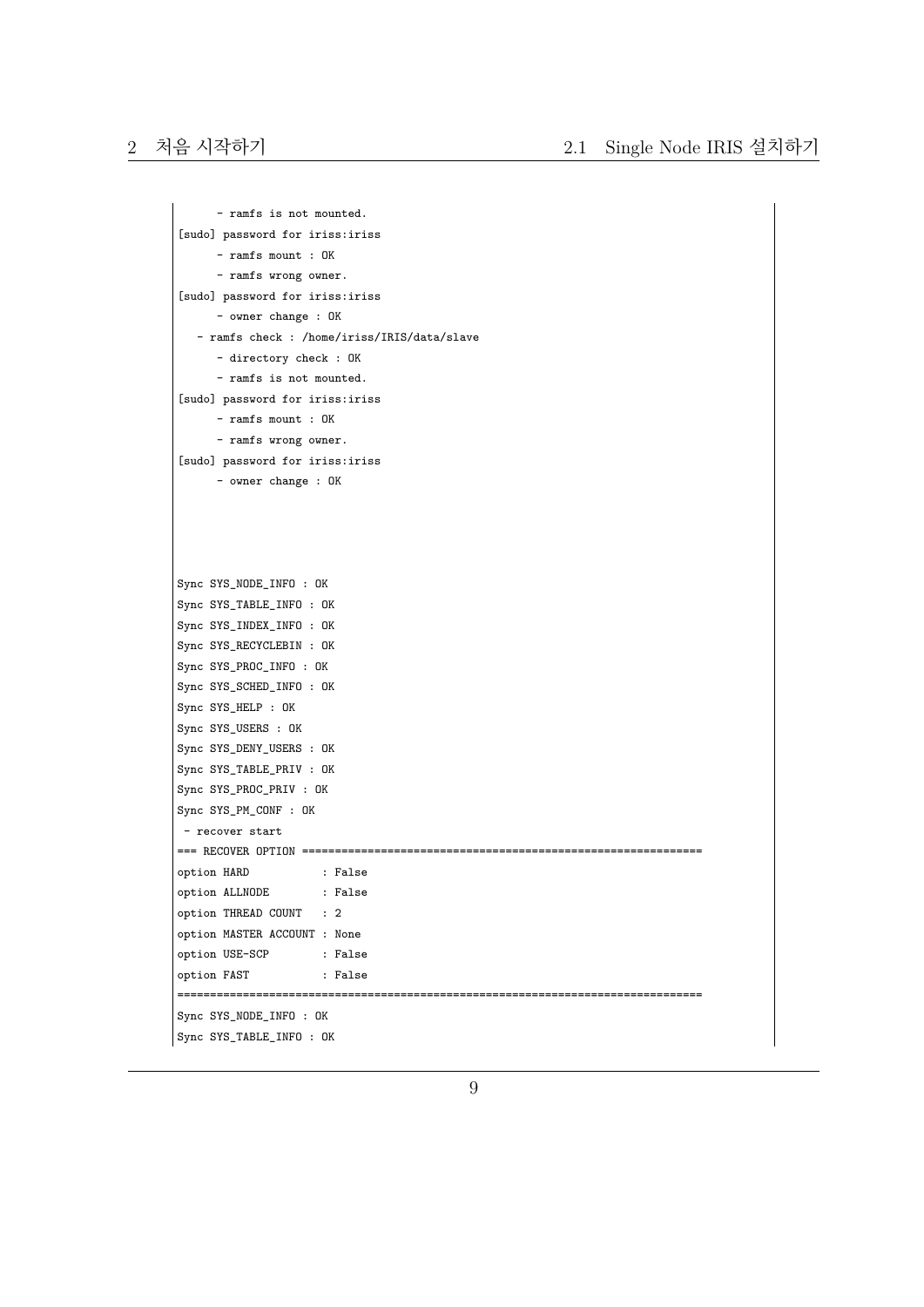```
      - ramfs is not mounted.
[sudo] password for iriss:iriss
      - ramfs mount : OK
      - ramfs wrong owner.
[sudo] password for iriss:iriss
      - owner change : OK
   - ramfs check : /home/iriss/IRIS/data/slave
      - directory check : OK
      - ramfs is not mounted.
[sudo] password for iriss:iriss
      - ramfs mount : OK
      - ramfs wrong owner.
[sudo] password for iriss:iriss
      - owner change : OK




Sync SYS_NODE_INFO : OK
Sync SYS_TABLE_INFO : OK
Sync SYS_INDEX_INFO : OK
Sync SYS_RECYCLEBIN : OK
Sync SYS_PROC_INFO : OK
Sync SYS_SCHED_INFO : OK
Sync SYS_HELP : OK
Sync SYS_USERS : OK
Sync SYS_DENY_USERS : OK
Sync SYS_TABLE_PRIV : OK
Sync SYS_PROC_PRIV : OK
Sync SYS_PM_CONF : OK
 - recover start
=== RECOVER OPTION ============================================================
option HARD           : False
option ALLNODE        : False
option THREAD COUNT   : 2
option MASTER ACCOUNT : None
option USE-SCP        : False
option FAST           : False
===============================================================================
Sync SYS_NODE_INFO : OK
Sync SYS_TABLE_INFO : OK
```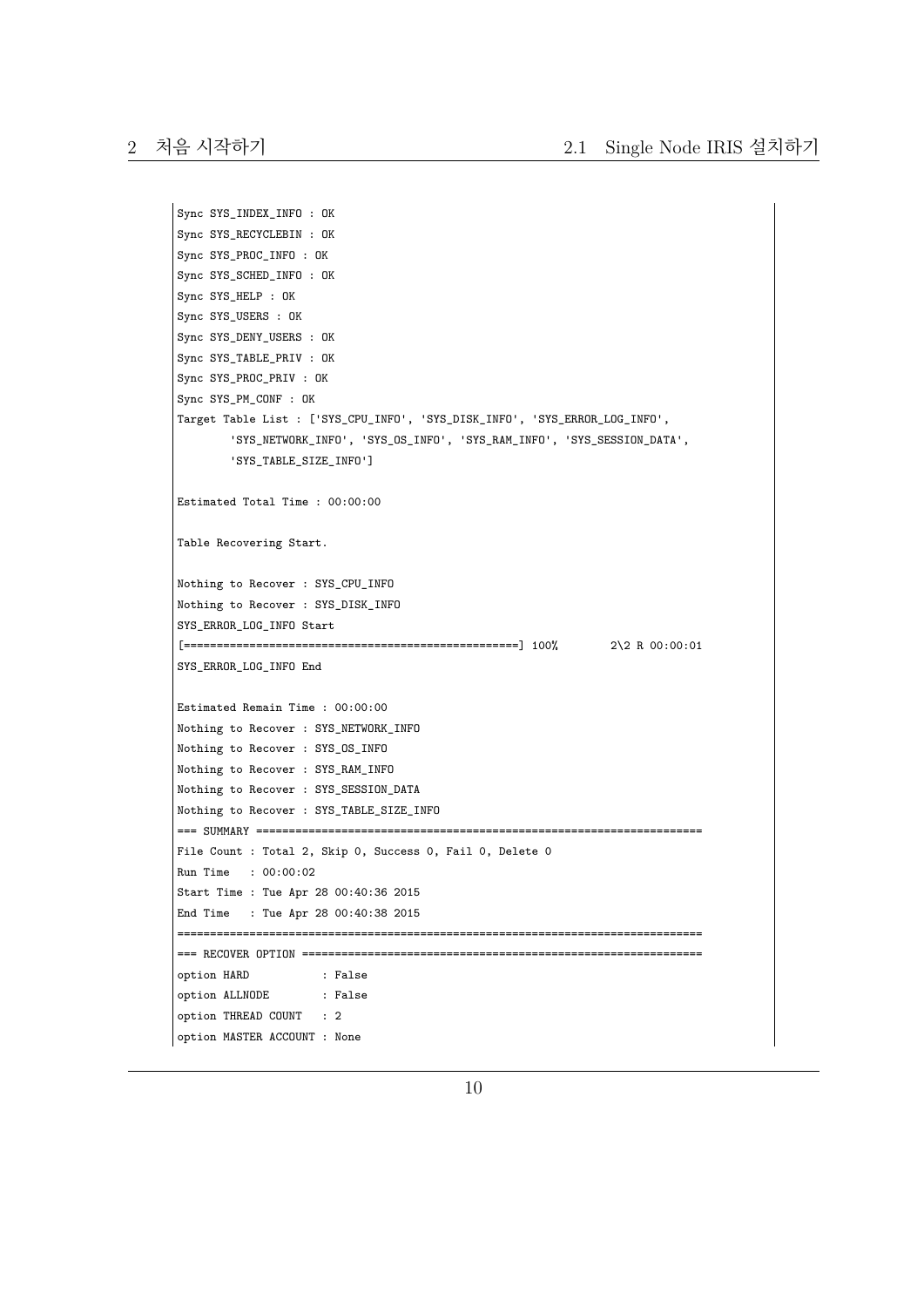```
Sync SYS_INDEX_INFO : OK
Sync SYS_RECYCLEBIN : OK
Sync SYS_PROC_INFO : OK
Sync SYS_SCHED_INFO : OK
Sync SYS_HELP : OK
Sync SYS_USERS : OK
Sync SYS_DENY_USERS : OK
Sync SYS_TABLE_PRIV : OK
Sync SYS_PROC_PRIV : OK
Sync SYS_PM_CONF : OK
Target Table List : ['SYS_CPU_INFO', 'SYS_DISK_INFO', 'SYS_ERROR_LOG_INFO',
        'SYS_NETWORK_INFO', 'SYS_OS_INFO', 'SYS_RAM_INFO', 'SYS_SESSION_DATA',
        'SYS_TABLE_SIZE_INFO']

Estimated Total Time : 00:00:00

Table Recovering Start.

Nothing to Recover : SYS_CPU_INFO
Nothing to Recover : SYS_DISK_INFO
SYS_ERROR_LOG_INFO Start
[==================================================] 100%        2\2 R 00:00:01
SYS_ERROR_LOG_INFO End

Estimated Remain Time : 00:00:00
Nothing to Recover : SYS_NETWORK_INFO
Nothing to Recover : SYS_OS_INFO
Nothing to Recover : SYS_RAM_INFO
Nothing to Recover : SYS_SESSION_DATA
Nothing to Recover : SYS_TABLE_SIZE_INFO
=== SUMMARY ===================================================================
File Count : Total 2, Skip 0, Success 0, Fail 0, Delete 0
Run Time   : 00:00:02
Start Time : Tue Apr 28 00:40:36 2015
End Time   : Tue Apr 28 00:40:38 2015
===============================================================================
=== RECOVER OPTION ============================================================
option HARD           : False
option ALLNODE        : False
option THREAD COUNT   : 2
option MASTER ACCOUNT : None
```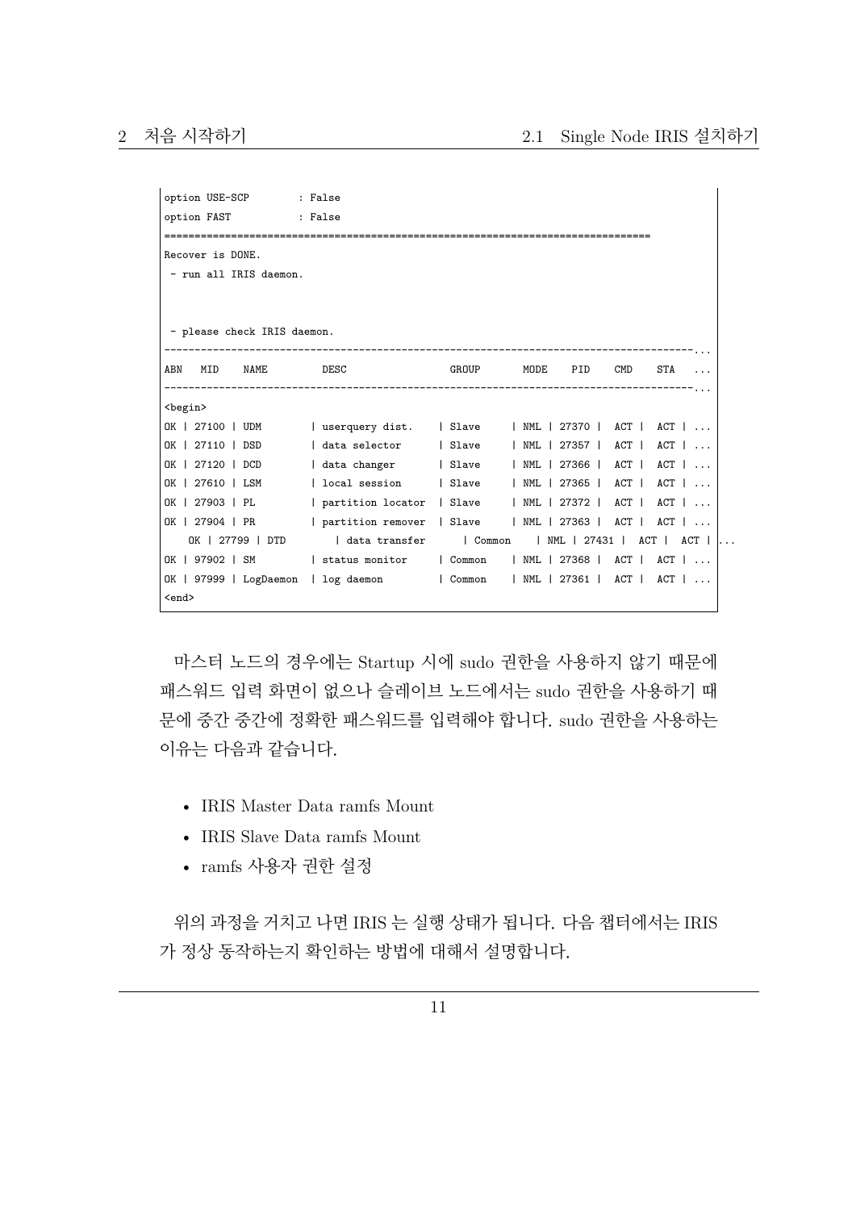```
option USE-SCP        : False
option FAST           : False
==============================================================================
Recover is DONE.
 - run all IRIS daemon.



 - please check IRIS daemon.
---------------------------------------------------------------------------------------...
ABN   MID    NAME         DESC                 GROUP       MODE   PID    CMD    STA   ...
---------------------------------------------------------------------------------------...
<begin>
OK | 27100 | UDM        | userquery dist.    | Slave     | NML | 27370 |  ACT |  ACT | ...
OK | 27110 | DSD        | data selector      | Slave     | NML | 27357 |  ACT |  ACT | ...
OK | 27120 | DCD        | data changer       | Slave     | NML | 27366 |  ACT |  ACT | ...
OK | 27610 | LSM        | local session      | Slave     | NML | 27365 |  ACT |  ACT | ...
OK | 27903 | PL         | partition locator  | Slave     | NML | 27372 |  ACT |  ACT | ...
OK | 27904 | PR         | partition remover  | Slave     | NML | 27363 |  ACT |  ACT | ...
    OK | 27799 | DTD        | data transfer      | Common    | NML | 27431 |  ACT |  ACT | ...
OK | 97902 | SM         | status monitor     | Common    | NML | 27368 |  ACT |  ACT | ...
OK | 97999 | LogDaemon  | log daemon         | Common    | NML | 27361 |  ACT |  ACT | ...
<end>
```

마스터 노드의 경우에는 Startup 시에 sudo 권한을 사용하지 않기 때문에 패스워드 입력 화면이 없으나 슬레이브 노드에서는 sudo 권한을 사용하기 때문에 중간 중간에 정확한 패스워드를 입력해야 합니다. sudo 권한을 사용하는 이유는 다음과 같습니다.

- IRIS Master Data ramfs Mount
- IRIS Slave Data ramfs Mount
- ramfs 사용자 권한 설정

위의 과정을 거치고 나면 IRIS 는 실행 상태가 됩니다. 다음 챕터에서는 IRIS 가 정상 동작하는지 확인하는 방법에 대해서 설명합니다.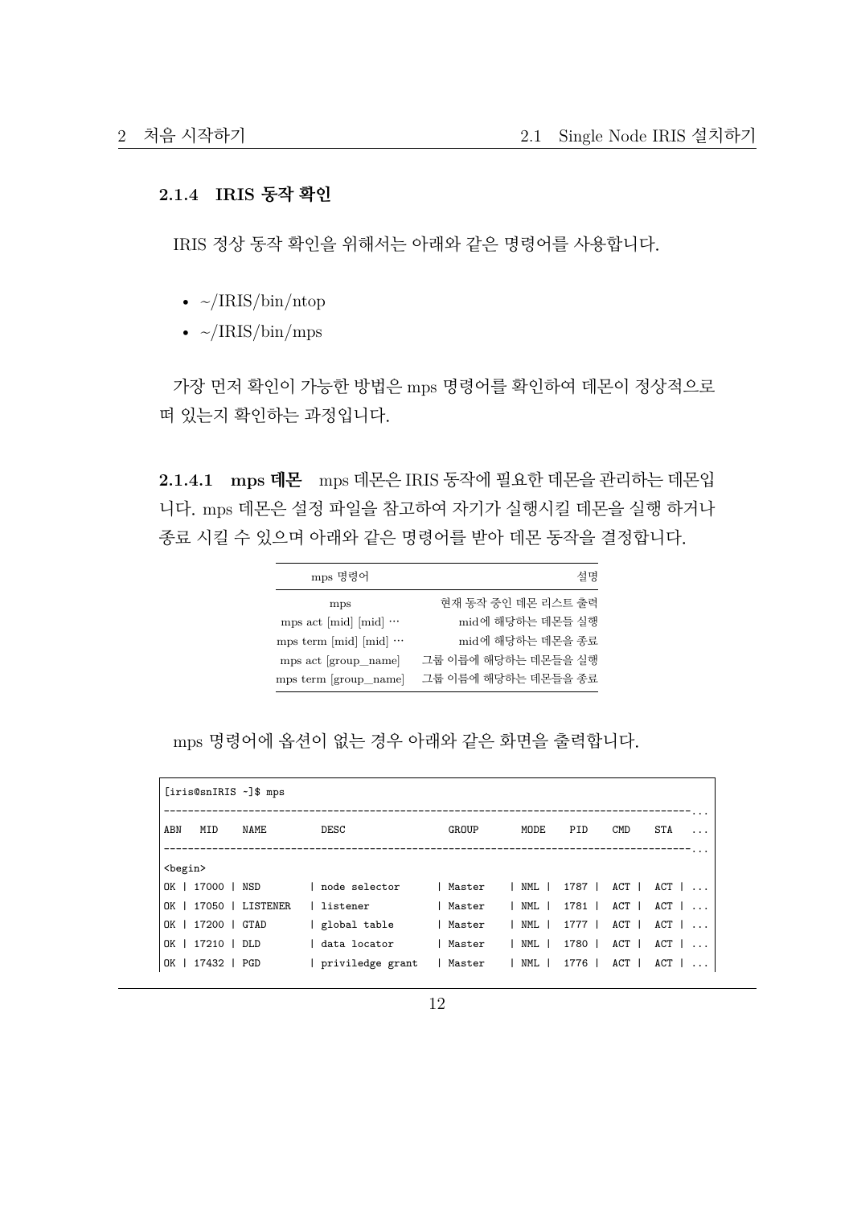### 2.1.4 IRIS 동작 확인

IRIS 정상 동작 확인을 위해서는 아래와 같은 명령어를 사용합니다.

- ~/IRIS/bin/ntop
- ~/IRIS/bin/mps

가장 먼저 확인이 가능한 방법은 mps 명령어를 확인하여 데몬이 정상적으로 떠 있는지 확인하는 과정입니다.

**2.1.4.1 mps 데몬** mps 데몬은 IRIS 동작에 필요한 데몬을 관리하는 데몬입니다. mps 데몬은 설정 파일을 참고하여 자기가 실행시킬 데몬을 실행 하거나 종료 시킬 수 있으며 아래와 같은 명령어를 받아 데몬 동작을 결정합니다.

| mps 명령어 | 설명 |
|---|---|
| mps | 현재 동작 중인 데몬 리스트 출력 |
| mps act [mid] [mid] ··· | mid에 해당하는 데몬들 실행 |
| mps term [mid] [mid] ··· | mid에 해당하는 데몬을 종료 |
| mps act [group_name] | 그룹 이름에 해당하는 데몬들을 실행 |
| mps term [group_name] | 그룹 이름에 해당하는 데몬들을 종료 |

mps 명령어에 옵션이 없는 경우 아래와 같은 화면을 출력합니다.

```
[iris@snIRIS ~]$ mps
---------------------------------------------------------------------------------------...
ABN   MID    NAME        DESC               GROUP      MODE    PID    CMD    STA    ...
---------------------------------------------------------------------------------------...
<begin>
OK | 17000 | NSD        | node selector      | Master    | NML |  1787 |  ACT |  ACT | ...
OK | 17050 | LISTENER   | listener           | Master    | NML |  1781 |  ACT |  ACT | ...
OK | 17200 | GTAD       | global table       | Master    | NML |  1777 |  ACT |  ACT | ...
OK | 17210 | DLD        | data locator       | Master    | NML |  1780 |  ACT |  ACT | ...
OK | 17432 | PGD        | priviledge grant   | Master    | NML |  1776 |  ACT |  ACT | ...
```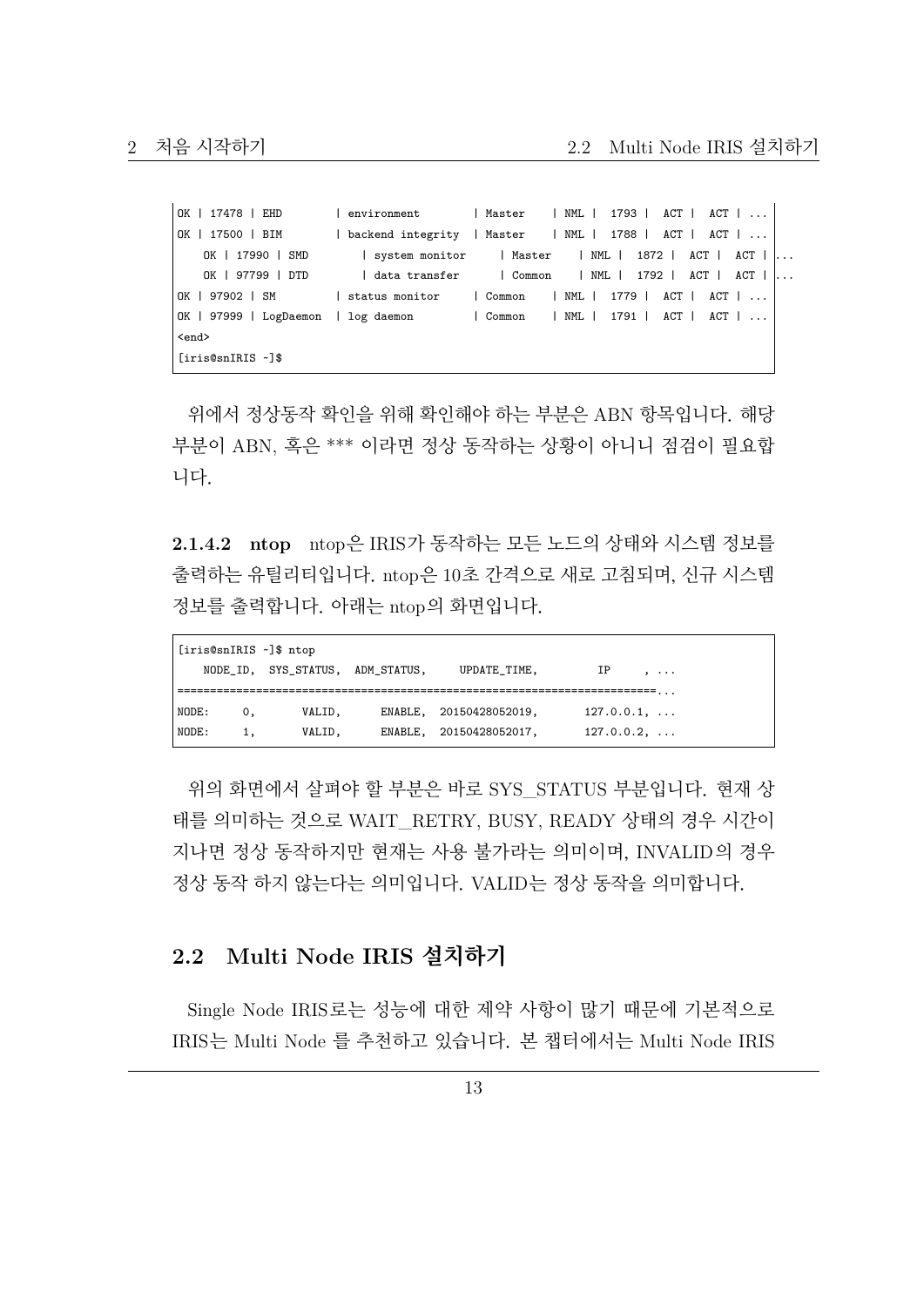```
OK | 17478 | EHD        | environment        | Master    | NML |  1793 |  ACT |  ACT | ...
OK | 17500 | BIM        | backend integrity  | Master    | NML |  1788 |  ACT |  ACT | ...
    OK | 17990 | SMD        | system monitor     | Master    | NML |  1872 |  ACT |  ACT | ...
    OK | 97799 | DTD        | data transfer      | Common    | NML |  1792 |  ACT |  ACT | ...
OK | 97902 | SM         | status monitor     | Common    | NML |  1779 |  ACT |  ACT | ...
OK | 97999 | LogDaemon  | log daemon         | Common    | NML |  1791 |  ACT |  ACT | ...
<end>
[iris@snIRIS ~]$
```

위에서 정상동작 확인을 위해 확인해야 하는 부분은 ABN 항목입니다. 해당 부분이 ABN, 혹은 *** 이라면 정상 동작하는 상황이 아니니 점검이 필요합니다.

**2.1.4.2 ntop** ntop은 IRIS가 동작하는 모든 노드의 상태와 시스템 정보를 출력하는 유틸리티입니다. ntop은 10초 간격으로 새로 고침되며, 신규 시스템 정보를 출력합니다. 아래는 ntop의 화면입니다.

```
[iris@snIRIS ~]$ ntop
    NODE_ID,  SYS_STATUS,  ADM_STATUS,     UPDATE_TIME,          IP     , ...
=========================================================================...
NODE:     0,      VALID,      ENABLE,  20150428052019,      127.0.0.1, ...
NODE:     1,      VALID,      ENABLE,  20150428052017,      127.0.0.2, ...
```

위의 화면에서 살펴야 할 부분은 바로 SYS_STATUS 부분입니다. 현재 상태를 의미하는 것으로 WAIT_RETRY, BUSY, READY 상태의 경우 시간이 지나면 정상 동작하지만 현재는 사용 불가라는 의미이며, INVALID의 경우 정상 동작 하지 않는다는 의미입니다. VALID는 정상 동작을 의미합니다.

## 2.2 Multi Node IRIS 설치하기

Single Node IRIS로는 성능에 대한 제약 사항이 많기 때문에 기본적으로 IRIS는 Multi Node 를 추천하고 있습니다. 본 챕터에서는 Multi Node IRIS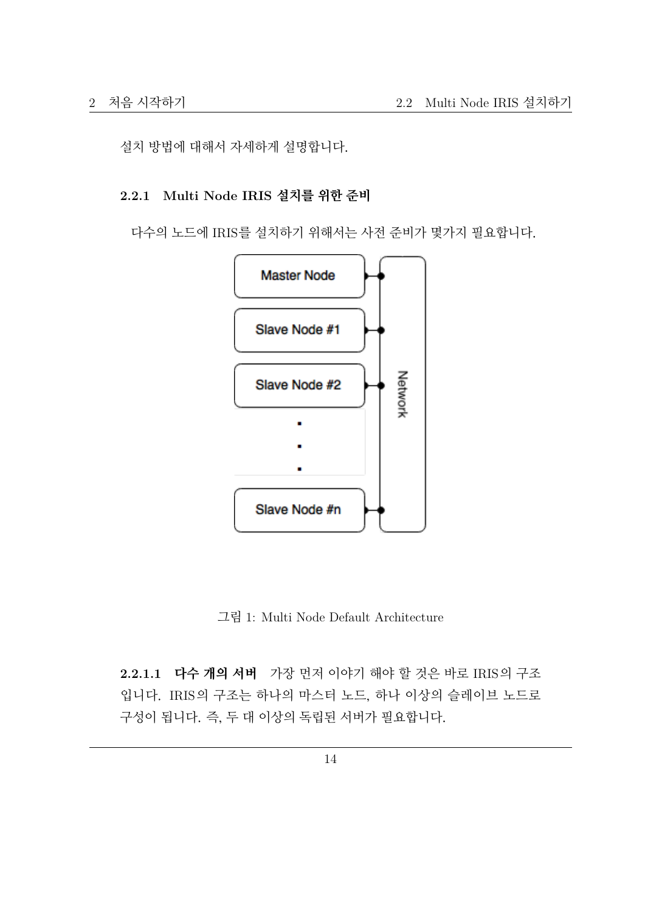설치 방법에 대해서 자세하게 설명합니다.

### 2.2.1 Multi Node IRIS 설치를 위한 준비

다수의 노드에 IRIS를 설치하기 위해서는 사전 준비가 몇가지 필요합니다.

그림 1: Multi Node Default Architecture

#### 2.2.1.1 다수 개의 서버

가장 먼저 이야기 해야 할 것은 바로 IRIS의 구조입니다. IRIS의 구조는 하나의 마스터 노드, 하나 이상의 슬레이브 노드로 구성이 됩니다. 즉, 두 대 이상의 독립된 서버가 필요합니다.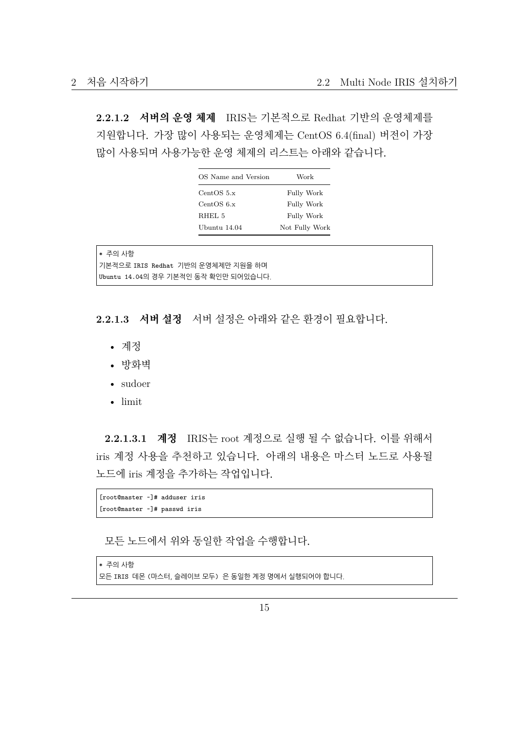**2.2.1.2 서버의 운영 체제** IRIS는 기본적으로 Redhat 기반의 운영체제를 지원합니다. 가장 많이 사용되는 운영체제는 CentOS 6.4(final) 버전이 가장 많이 사용되며 사용가능한 운영 체제의 리스트는 아래와 같습니다.

| OS Name and Version | Work |
|---|---|
| CentOS 5.x | Fully Work |
| CentOS 6.x | Fully Work |
| RHEL 5 | Fully Work |
| Ubuntu 14.04 | Not Fully Work |

```
* 주의 사항
기본적으로 IRIS Redhat 기반의 운영체제만 지원을 하며
Ubuntu 14.04의 경우 기본적인 동작 확인만 되어있습니다.
```

**2.2.1.3 서버 설정** 서버 설정은 아래와 같은 환경이 필요합니다.

- 계정
- 방화벽
- sudoer
- limit

**2.2.1.3.1 계정** IRIS는 root 계정으로 실행 될 수 없습니다. 이를 위해서 iris 계정 사용을 추천하고 있습니다. 아래의 내용은 마스터 노드로 사용될 노드에 iris 계정을 추가하는 작업입니다.

```
[root@master ~]# adduser iris
[root@master ~]# passwd iris
```

모든 노드에서 위와 동일한 작업을 수행합니다.

```
* 주의 사항
모든 IRIS 데몬 (마스터, 슬레이브 모두) 은 동일한 계정 명에서 실행되어야 합니다.
```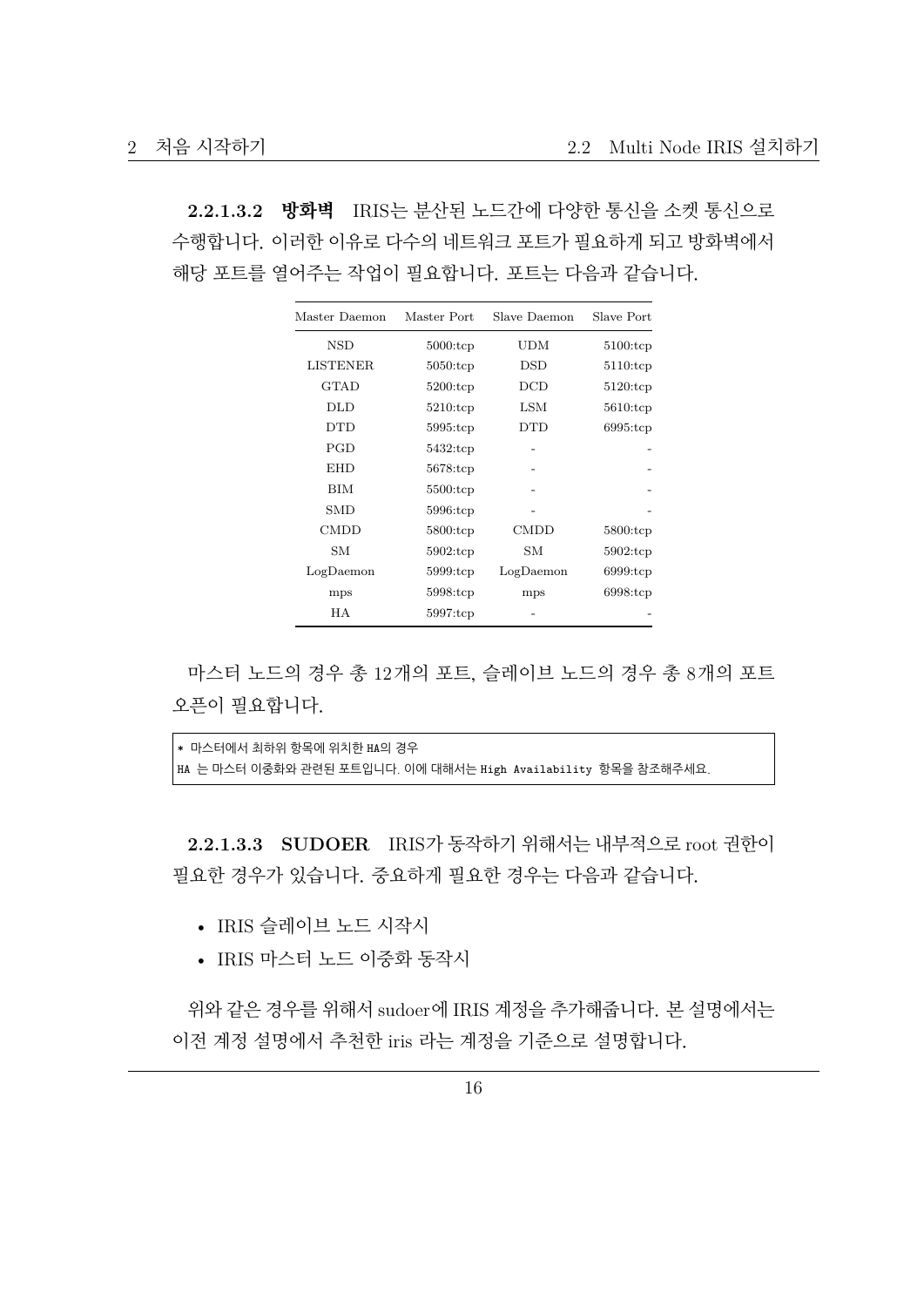**2.2.1.3.2 방화벽** IRIS는 분산된 노드간에 다양한 통신을 소켓 통신으로 수행합니다. 이러한 이유로 다수의 네트워크 포트가 필요하게 되고 방화벽에서 해당 포트를 열어주는 작업이 필요합니다. 포트는 다음과 같습니다.

| Master Daemon | Master Port | Slave Daemon | Slave Port |
|---|---|---|---|
| NSD | 5000:tcp | UDM | 5100:tcp |
| LISTENER | 5050:tcp | DSD | 5110:tcp |
| GTAD | 5200:tcp | DCD | 5120:tcp |
| DLD | 5210:tcp | LSM | 5610:tcp |
| DTD | 5995:tcp | DTD | 6995:tcp |
| PGD | 5432:tcp | - | - |
| EHD | 5678:tcp | - | - |
| BIM | 5500:tcp | - | - |
| SMD | 5996:tcp | - | - |
| CMDD | 5800:tcp | CMDD | 5800:tcp |
| SM | 5902:tcp | SM | 5902:tcp |
| LogDaemon | 5999:tcp | LogDaemon | 6999:tcp |
| mps | 5998:tcp | mps | 6998:tcp |
| HA | 5997:tcp | - | - |

마스터 노드의 경우 총 12개의 포트, 슬레이브 노드의 경우 총 8개의 포트 오픈이 필요합니다.

```
* 마스터에서 최하위 항목에 위치한 HA의 경우
HA 는 마스터 이중화와 관련된 포트입니다. 이에 대해서는 High Availability 항목을 참조해주세요.
```

**2.2.1.3.3 SUDOER** IRIS가 동작하기 위해서는 내부적으로 root 권한이 필요한 경우가 있습니다. 중요하게 필요한 경우는 다음과 같습니다.

- IRIS 슬레이브 노드 시작시
- IRIS 마스터 노드 이중화 동작시

위와 같은 경우를 위해서 sudoer에 IRIS 계정을 추가해줍니다. 본 설명에서는 이전 계정 설명에서 추천한 iris 라는 계정을 기준으로 설명합니다.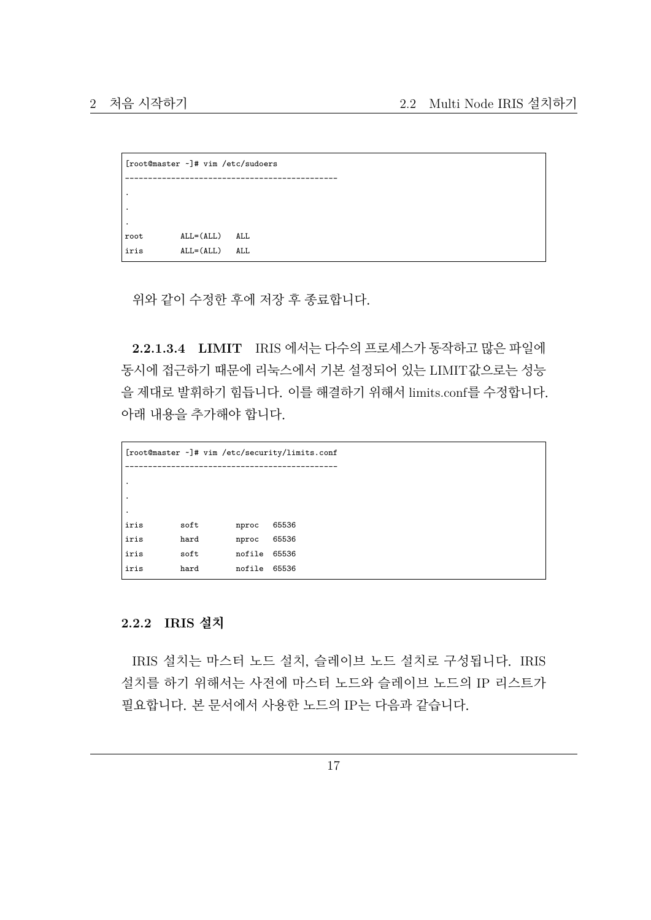```
[root@master ~]# vim /etc/sudoers
---------------------------------------------
.
.
.
root        ALL=(ALL)   ALL
iris        ALL=(ALL)   ALL
```

위와 같이 수정한 후에 저장 후 종료합니다.

**2.2.1.3.4 LIMIT** IRIS 에서는 다수의 프로세스가 동작하고 많은 파일에 동시에 접근하기 때문에 리눅스에서 기본 설정되어 있는 LIMIT값으로는 성능을 제대로 발휘하기 힘듭니다. 이를 해결하기 위해서 limits.conf를 수정합니다. 아래 내용을 추가해야 합니다.

```
[root@master ~]# vim /etc/security/limits.conf
---------------------------------------------
.
.
.
iris        soft        nproc   65536
iris        hard        nproc   65536
iris        soft        nofile  65536
iris        hard        nofile  65536
```

### 2.2.2 IRIS 설치

IRIS 설치는 마스터 노드 설치, 슬레이브 노드 설치로 구성됩니다. IRIS 설치를 하기 위해서는 사전에 마스터 노드와 슬레이브 노드의 IP 리스트가 필요합니다. 본 문서에서 사용한 노드의 IP는 다음과 같습니다.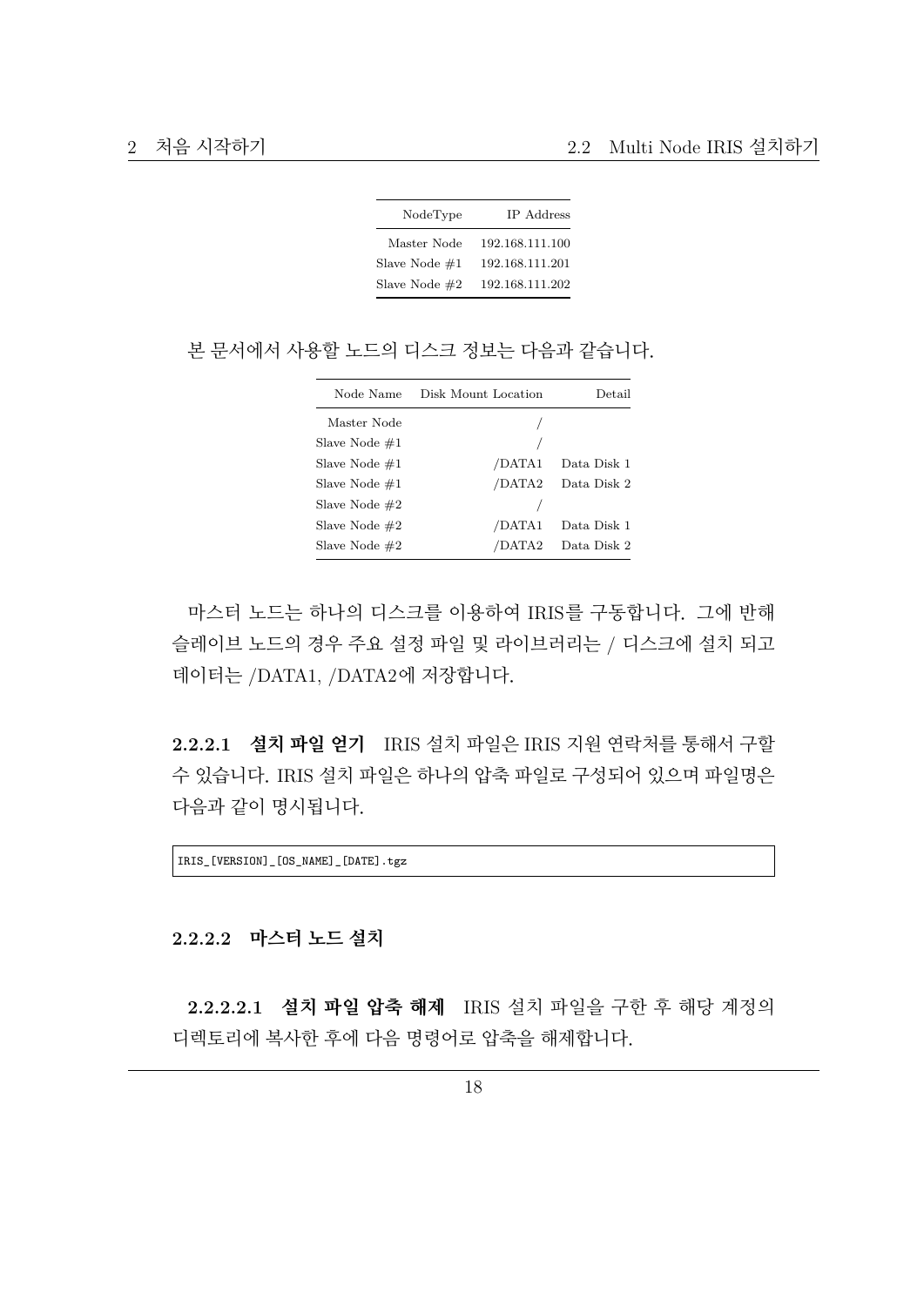| NodeType | IP Address |
|---|---|
| Master Node | 192.168.111.100 |
| Slave Node #1 | 192.168.111.201 |
| Slave Node #2 | 192.168.111.202 |

본 문서에서 사용할 노드의 디스크 정보는 다음과 같습니다.

| Node Name | Disk Mount Location | Detail |
|---|---|---|
| Master Node | / | |
| Slave Node #1 | / | |
| Slave Node #1 | /DATA1 | Data Disk 1 |
| Slave Node #1 | /DATA2 | Data Disk 2 |
| Slave Node #2 | / | |
| Slave Node #2 | /DATA1 | Data Disk 1 |
| Slave Node #2 | /DATA2 | Data Disk 2 |

마스터 노드는 하나의 디스크를 이용하여 IRIS를 구동합니다. 그에 반해 슬레이브 노드의 경우 주요 설정 파일 및 라이브러리는 / 디스크에 설치 되고 데이터는 /DATA1, /DATA2에 저장합니다.

**2.2.2.1 설치 파일 얻기** IRIS 설치 파일은 IRIS 지원 연락처를 통해서 구할 수 있습니다. IRIS 설치 파일은 하나의 압축 파일로 구성되어 있으며 파일명은 다음과 같이 명시됩니다.

```
IRIS_[VERSION]_[OS_NAME]_[DATE].tgz
```

#### 2.2.2.2 마스터 노드 설치

**2.2.2.2.1 설치 파일 압축 해제** IRIS 설치 파일을 구한 후 해당 계정의 디렉토리에 복사한 후에 다음 명령어로 압축을 해제합니다.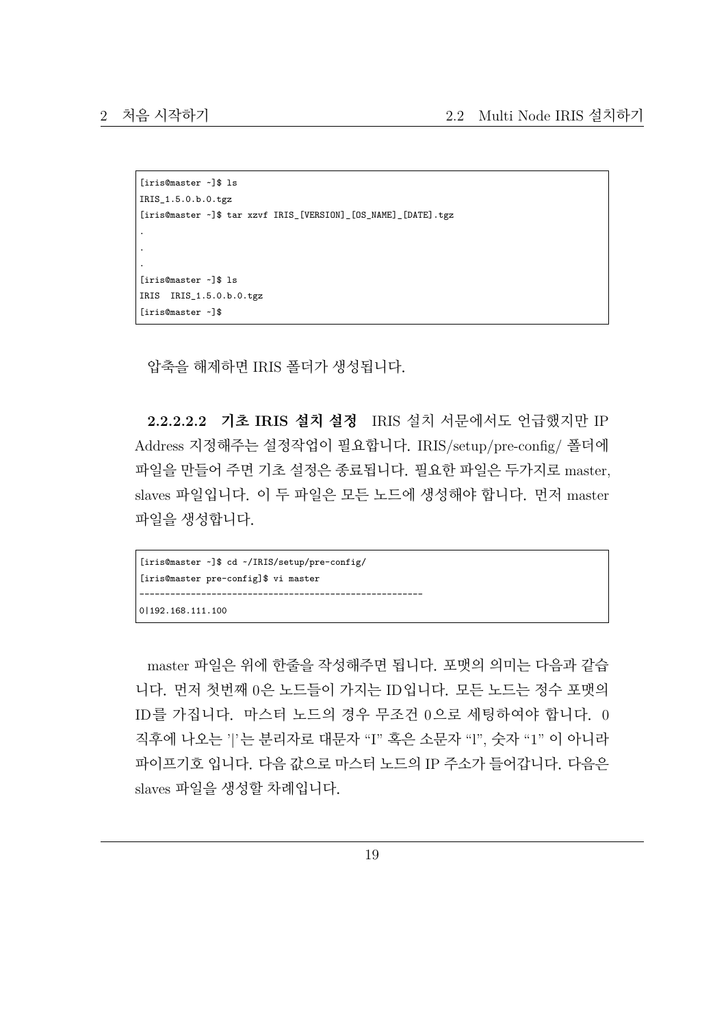```
[iris@master ~]$ ls
IRIS_1.5.0.b.0.tgz
[iris@master ~]$ tar xzvf IRIS_[VERSION]_[OS_NAME]_[DATE].tgz
.
.
.
[iris@master ~]$ ls
IRIS  IRIS_1.5.0.b.0.tgz
[iris@master ~]$
```

압축을 해제하면 IRIS 폴더가 생성됩니다.

##### 2.2.2.2.2 기초 IRIS 설치 설정

IRIS 설치 서문에서도 언급했지만 IP Address 지정해주는 설정작업이 필요합니다. IRIS/setup/pre-config/ 폴더에 파일을 만들어 주면 기초 설정은 종료됩니다. 필요한 파일은 두가지로 master, slaves 파일입니다. 이 두 파일은 모든 노드에 생성해야 합니다. 먼저 master 파일을 생성합니다.

```
[iris@master ~]$ cd ~/IRIS/setup/pre-config/
[iris@master pre-config]$ vi master
--------------------------------------------------------
0|192.168.111.100
```

master 파일은 위에 한줄을 작성해주면 됩니다. 포맷의 의미는 다음과 같습니다. 먼저 첫번째 0은 노드들이 가지는 ID입니다. 모든 노드는 정수 포맷의 ID를 가집니다. 마스터 노드의 경우 무조건 0으로 세팅하여야 합니다. 0 직후에 나오는 '|'는 분리자로 대문자 "I" 혹은 소문자 "l", 숫자 "1" 이 아니라 파이프기호 입니다. 다음 값으로 마스터 노드의 IP 주소가 들어갑니다. 다음은 slaves 파일을 생성할 차례입니다.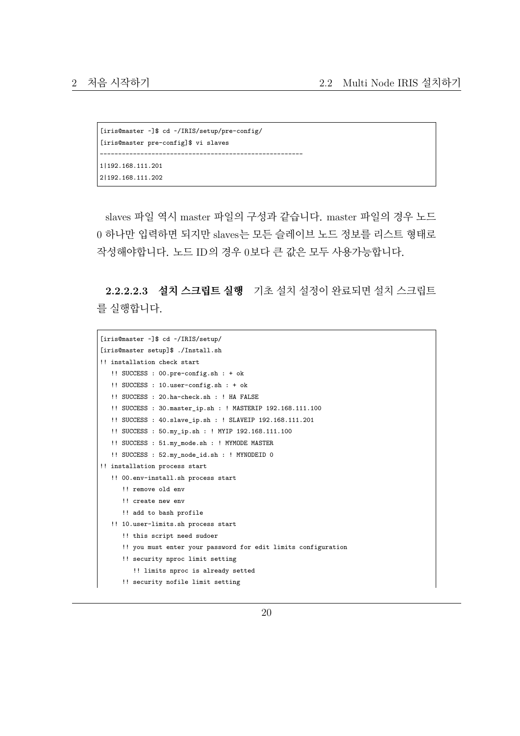```
[iris@master ~]$ cd ~/IRIS/setup/pre-config/
[iris@master pre-config]$ vi slaves
-------------------------------------------------------
1|192.168.111.201
2|192.168.111.202
```

slaves 파일 역시 master 파일의 구성과 같습니다. master 파일의 경우 노드 0 하나만 입력하면 되지만 slaves는 모든 슬레이브 노드 정보를 리스트 형태로 작성해야합니다. 노드 ID의 경우 0보다 큰 값은 모두 사용가능합니다.

**2.2.2.2.3 설치 스크립트 실행** 기초 설치 설정이 완료되면 설치 스크립트를 실행합니다.

```
[iris@master ~]$ cd ~/IRIS/setup/
[iris@master setup]$ ./Install.sh
!! installation check start
   !! SUCCESS : 00.pre-config.sh : + ok
   !! SUCCESS : 10.user-config.sh : + ok
   !! SUCCESS : 20.ha-check.sh : ! HA FALSE
   !! SUCCESS : 30.master_ip.sh : ! MASTERIP 192.168.111.100
   !! SUCCESS : 40.slave_ip.sh : ! SLAVEIP 192.168.111.201
   !! SUCCESS : 50.my_ip.sh : ! MYIP 192.168.111.100
   !! SUCCESS : 51.my_mode.sh : ! MYMODE MASTER
   !! SUCCESS : 52.my_node_id.sh : ! MYNODEID 0
!! installation process start
   !! 00.env-install.sh process start
      !! remove old env
      !! create new env
      !! add to bash profile
   !! 10.user-limits.sh process start
      !! this script need sudoer
      !! you must enter your password for edit limits configuration
      !! security nproc limit setting
         !! limits nproc is already setted
      !! security nofile limit setting
```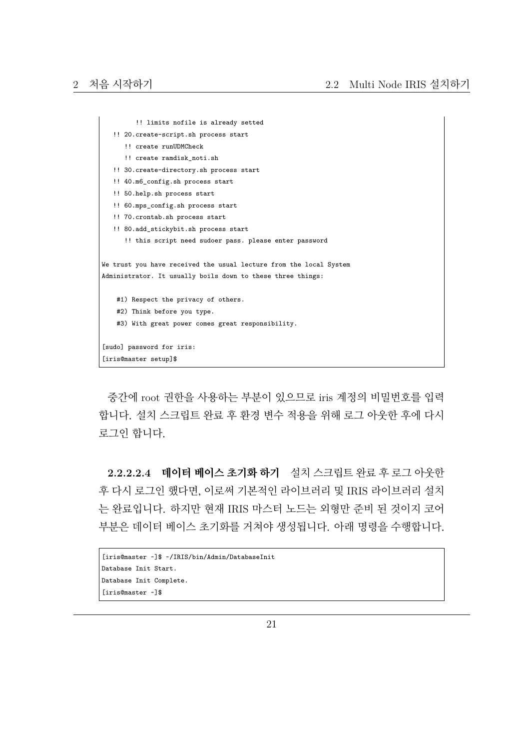```
        !! limits nofile is already setted
   !! 20.create-script.sh process start
      !! create runUDMCheck
      !! create ramdisk_noti.sh
   !! 30.create-directory.sh process start
   !! 40.m6_config.sh process start
   !! 50.help.sh process start
   !! 60.mps_config.sh process start
   !! 70.crontab.sh process start
   !! 80.add_stickybit.sh process start
      !! this script need sudoer pass. please enter password

We trust you have received the usual lecture from the local System
Administrator. It usually boils down to these three things:

    #1) Respect the privacy of others.
    #2) Think before you type.
    #3) With great power comes great responsibility.

[sudo] password for iris:
[iris@master setup]$
```

중간에 root 권한을 사용하는 부분이 있으므로 iris 계정의 비밀번호를 입력합니다. 설치 스크립트 완료 후 환경 변수 적용을 위해 로그 아웃한 후에 다시 로그인 합니다.

**2.2.2.2.4 데이터 베이스 초기화 하기** 설치 스크립트 완료 후 로그 아웃한 후 다시 로그인 했다면, 이로써 기본적인 라이브러리 및 IRIS 라이브러리 설치는 완료입니다. 하지만 현재 IRIS 마스터 노드는 외형만 준비 된 것이지 코어 부분은 데이터 베이스 초기화를 거쳐야 생성됩니다. 아래 명령을 수행합니다.

```
[iris@master ~]$ ~/IRIS/bin/Admin/DatabaseInit
Database Init Start.
Database Init Complete.
[iris@master ~]$
```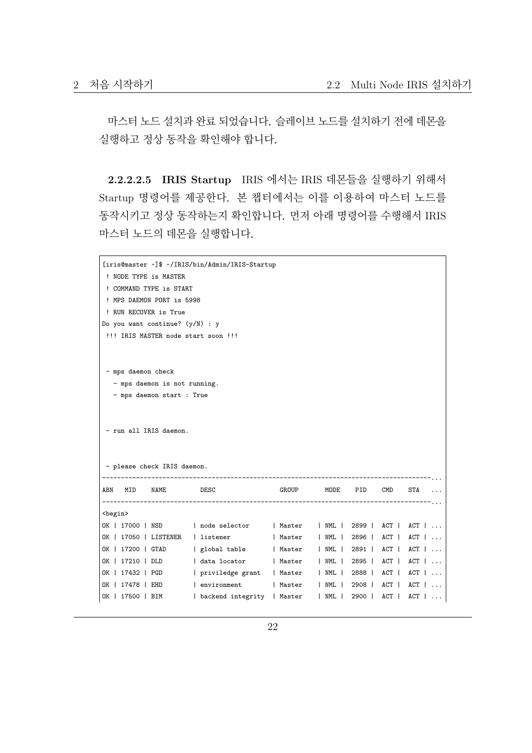마스터 노드 설치과 완료 되었습니다. 슬레이브 노드를 설치하기 전에 데몬을 실행하고 정상 동작을 확인해야 합니다.

**2.2.2.2.5 IRIS Startup** IRIS 에서는 IRIS 데몬들을 실행하기 위해서 Startup 명령어를 제공한다. 본 챕터에서는 이를 이용하여 마스터 노드를 동작시키고 정상 동작하는지 확인합니다. 먼저 아래 명령어를 수행해서 IRIS 마스터 노드의 데몬을 실행합니다.

```
[iris@master ~]$ ~/IRIS/bin/Admin/IRIS-Startup
 ! NODE TYPE is MASTER
 ! COMMAND TYPE is START
 ! MPS DAEMON PORT is 5998
 ! RUN RECOVER is True
Do you want continue? (y/N) : y
 !!! IRIS MASTER node start soon !!!


 - mps daemon check
   - mps daemon is not running.
   - mps daemon start : True


 - run all IRIS daemon.


 - please check IRIS daemon.
-------------------------------------------------------------------------------------...
ABN   MID    NAME        DESC                GROUP       MODE   PID   CMD   STA   ...
-------------------------------------------------------------------------------------...
<begin>
OK | 17000 | NSD       | node selector      | Master    | NML |  2899 |  ACT |  ACT | ...
OK | 17050 | LISTENER  | listener           | Master    | NML |  2896 |  ACT |  ACT | ...
OK | 17200 | GTAD      | global table       | Master    | NML |  2891 |  ACT |  ACT | ...
OK | 17210 | DLD       | data locator       | Master    | NML |  2895 |  ACT |  ACT | ...
OK | 17432 | PGD       | priviledge grant   | Master    | NML |  2888 |  ACT |  ACT | ...
OK | 17478 | EHD       | environment        | Master    | NML |  2908 |  ACT |  ACT | ...
OK | 17500 | BIM       | backend integrity  | Master    | NML |  2900 |  ACT |  ACT | ...
```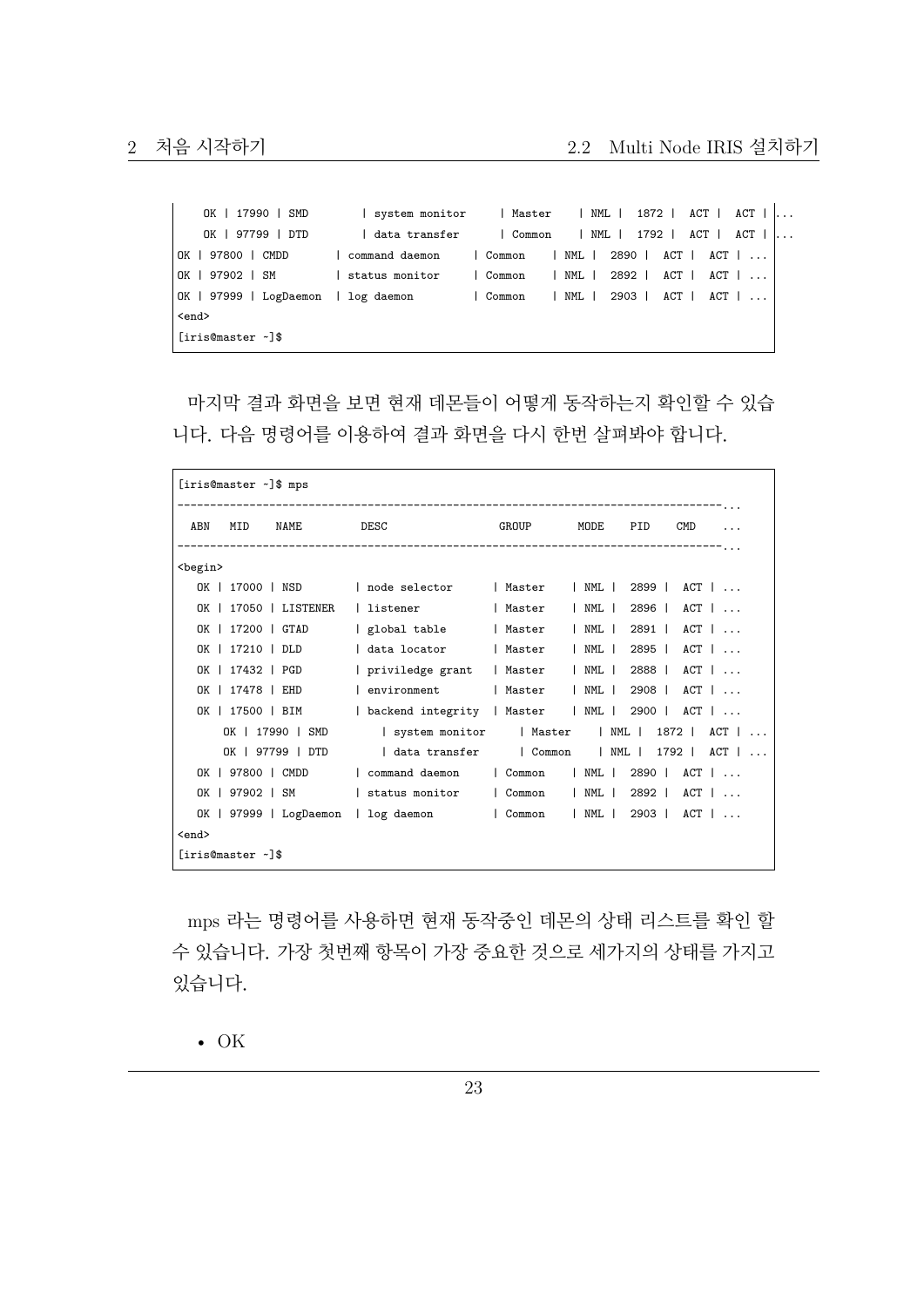```
    OK | 17990 | SMD        | system monitor     | Master    | NML |  1872 |  ACT |  ACT | ...
    OK | 97799 | DTD        | data transfer      | Common    | NML |  1792 |  ACT |  ACT | ...
OK | 97800 | CMDD       | command daemon     | Common    | NML |  2890 |  ACT |  ACT | ...
OK | 97902 | SM         | status monitor     | Common    | NML |  2892 |  ACT |  ACT | ...
OK | 97999 | LogDaemon  | log daemon         | Common    | NML |  2903 |  ACT |  ACT | ...
<end>
[iris@master ~]$
```

마지막 결과 화면을 보면 현재 데몬들이 어떻게 동작하는지 확인할 수 있습니다. 다음 명령어를 이용하여 결과 화면을 다시 한번 살펴봐야 합니다.

```
[iris@master ~]$ mps
-----------------------------------------------------------------------------------...
 ABN   MID    NAME        DESC                 GROUP       MODE    PID    CMD     ...
-----------------------------------------------------------------------------------...
<begin>
   OK | 17000 | NSD        | node selector      | Master     | NML |  2899 |  ACT | ...
   OK | 17050 | LISTENER   | listener           | Master     | NML |  2896 |  ACT | ...
   OK | 17200 | GTAD       | global table       | Master     | NML |  2891 |  ACT | ...
   OK | 17210 | DLD        | data locator       | Master     | NML |  2895 |  ACT | ...
   OK | 17432 | PGD        | priviledge grant   | Master     | NML |  2888 |  ACT | ...
   OK | 17478 | EHD        | environment        | Master     | NML |  2908 |  ACT | ...
   OK | 17500 | BIM        | backend integrity  | Master     | NML |  2900 |  ACT | ...
       OK | 17990 | SMD        | system monitor     | Master     | NML |  1872 |  ACT | ...
       OK | 97799 | DTD        | data transfer      | Common     | NML |  1792 |  ACT | ...
   OK | 97800 | CMDD       | command daemon     | Common     | NML |  2890 |  ACT | ...
   OK | 97902 | SM         | status monitor     | Common     | NML |  2892 |  ACT | ...
   OK | 97999 | LogDaemon  | log daemon         | Common     | NML |  2903 |  ACT | ...
<end>
[iris@master ~]$
```

mps 라는 명령어를 사용하면 현재 동작중인 데몬의 상태 리스트를 확인 할 수 있습니다. 가장 첫번째 항목이 가장 중요한 것으로 세가지의 상태를 가지고 있습니다.

- OK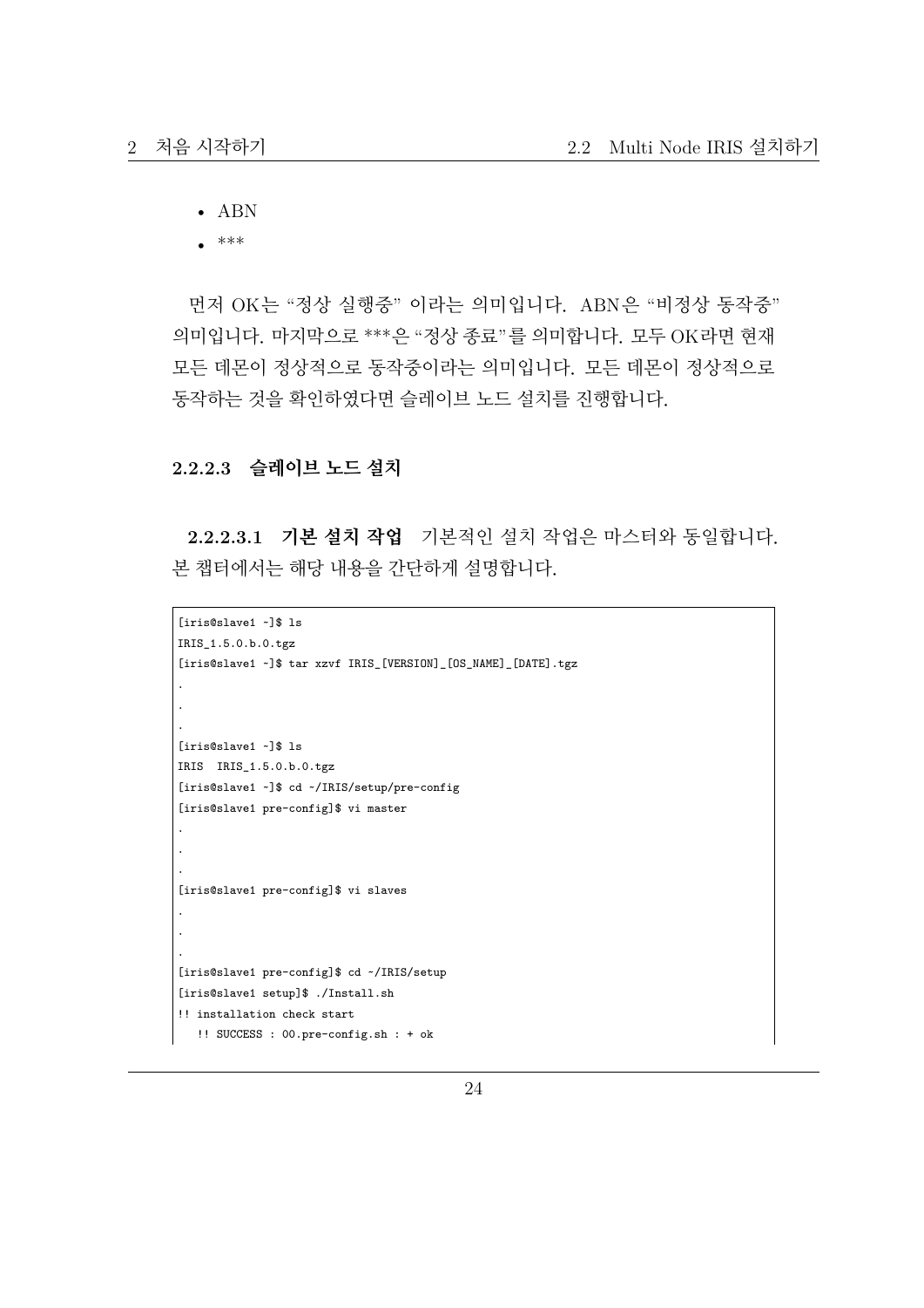- ABN
- ***

먼저 OK는 "정상 실행중" 이라는 의미입니다. ABN은 "비정상 동작중" 의미입니다. 마지막으로 ***은 "정상 종료"를 의미합니다. 모두 OK라면 현재 모든 데몬이 정상적으로 동작중이라는 의미입니다. 모든 데몬이 정상적으로 동작하는 것을 확인하였다면 슬레이브 노드 설치를 진행합니다.

#### 2.2.2.3 슬레이브 노드 설치

**2.2.2.3.1 기본 설치 작업** 기본적인 설치 작업은 마스터와 동일합니다. 본 챕터에서는 해당 내용을 간단하게 설명합니다.

```
[iris@slave1 ~]$ ls
IRIS_1.5.0.b.0.tgz
[iris@slave1 ~]$ tar xzvf IRIS_[VERSION]_[OS_NAME]_[DATE].tgz
.
.
.
[iris@slave1 ~]$ ls
IRIS  IRIS_1.5.0.b.0.tgz
[iris@slave1 ~]$ cd ~/IRIS/setup/pre-config
[iris@slave1 pre-config]$ vi master
.
.
.
[iris@slave1 pre-config]$ vi slaves
.
.
.
[iris@slave1 pre-config]$ cd ~/IRIS/setup
[iris@slave1 setup]$ ./Install.sh
!! installation check start
   !! SUCCESS : 00.pre-config.sh : + ok
```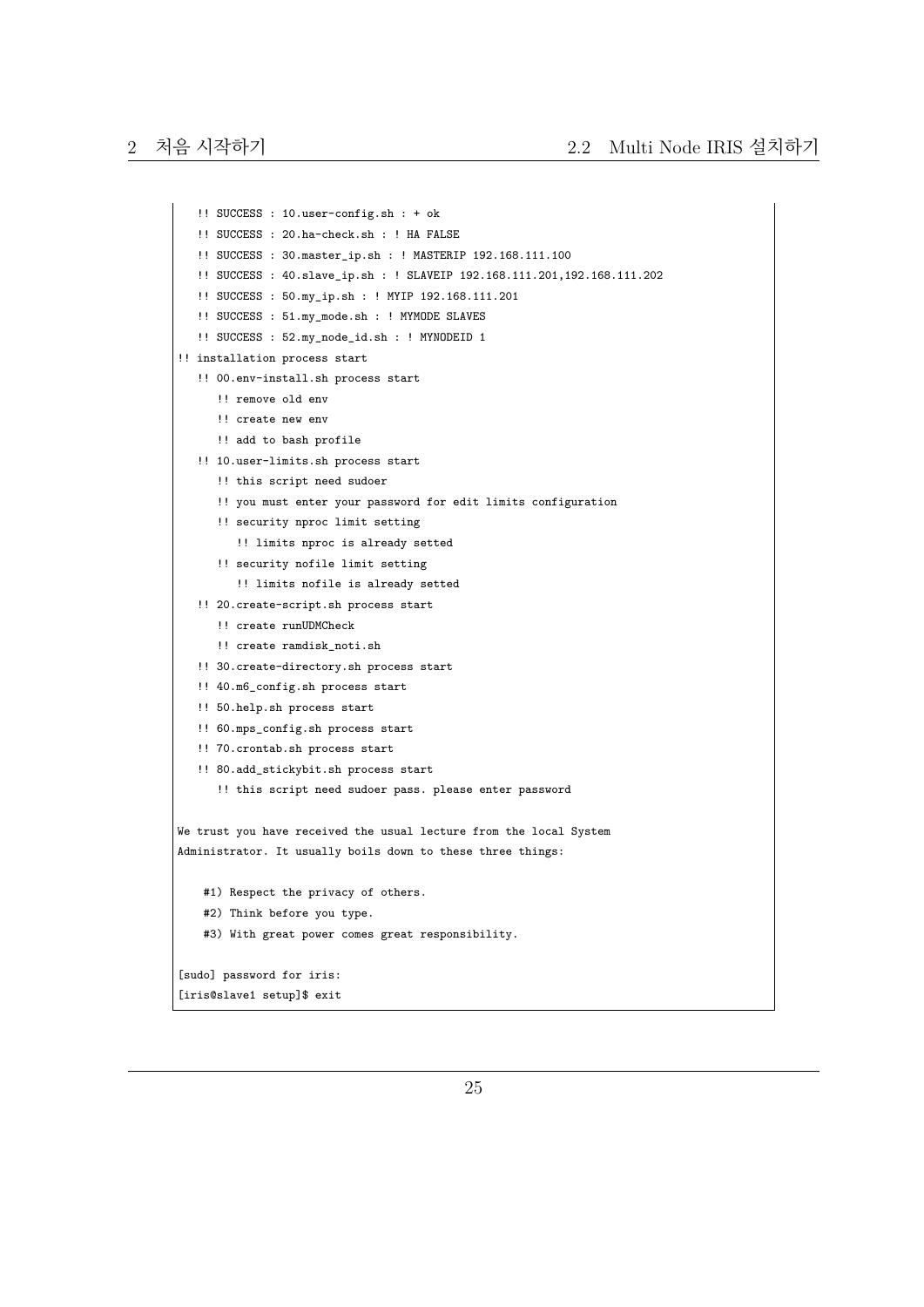```
   !! SUCCESS : 10.user-config.sh : + ok
   !! SUCCESS : 20.ha-check.sh : ! HA FALSE
   !! SUCCESS : 30.master_ip.sh : ! MASTERIP 192.168.111.100
   !! SUCCESS : 40.slave_ip.sh : ! SLAVEIP 192.168.111.201,192.168.111.202
   !! SUCCESS : 50.my_ip.sh : ! MYIP 192.168.111.201
   !! SUCCESS : 51.my_mode.sh : ! MYMODE SLAVES
   !! SUCCESS : 52.my_node_id.sh : ! MYNODEID 1
!! installation process start
   !! 00.env-install.sh process start
      !! remove old env
      !! create new env
      !! add to bash profile
   !! 10.user-limits.sh process start
      !! this script need sudoer
      !! you must enter your password for edit limits configuration
      !! security nproc limit setting
         !! limits nproc is already setted
      !! security nofile limit setting
         !! limits nofile is already setted
   !! 20.create-script.sh process start
      !! create runUDMCheck
      !! create ramdisk_noti.sh
   !! 30.create-directory.sh process start
   !! 40.m6_config.sh process start
   !! 50.help.sh process start
   !! 60.mps_config.sh process start
   !! 70.crontab.sh process start
   !! 80.add_stickybit.sh process start
      !! this script need sudoer pass. please enter password

We trust you have received the usual lecture from the local System
Administrator. It usually boils down to these three things:

    #1) Respect the privacy of others.
    #2) Think before you type.
    #3) With great power comes great responsibility.

[sudo] password for iris:
[iris@slave1 setup]$ exit
```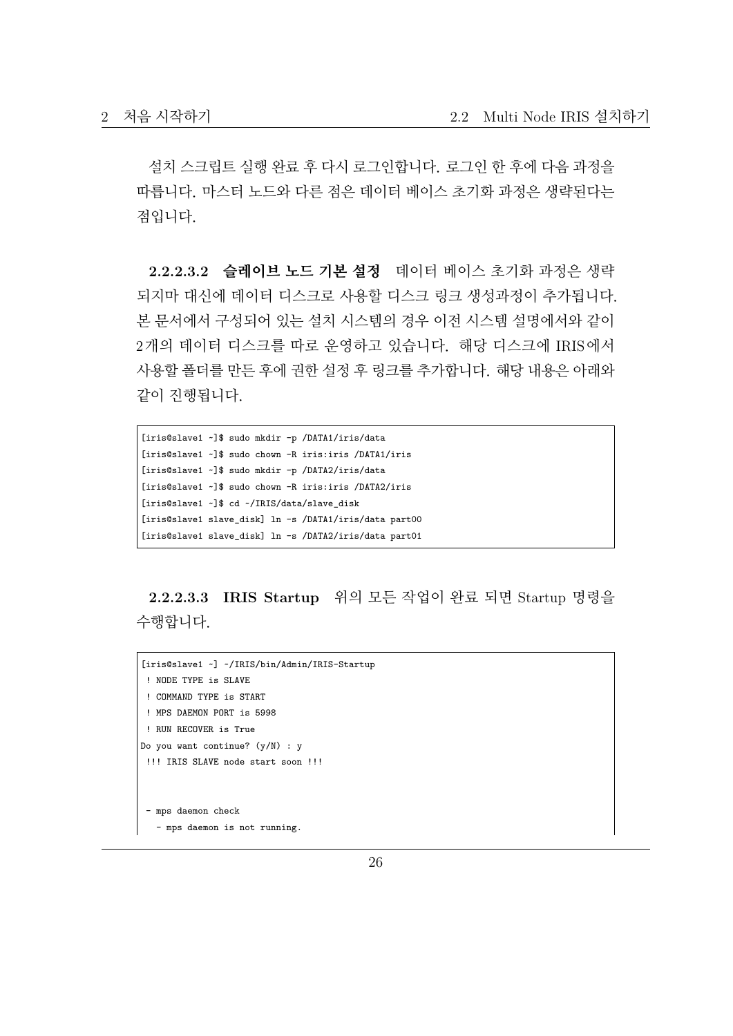설치 스크립트 실행 완료 후 다시 로그인합니다. 로그인 한 후에 다음 과정을 따릅니다. 마스터 노드와 다른 점은 데이터 베이스 초기화 과정은 생략된다는 점입니다.

#### 2.2.2.3.2 슬레이브 노드 기본 설정

데이터 베이스 초기화 과정은 생략되지마 대신에 데이터 디스크로 사용할 디스크 링크 생성과정이 추가됩니다. 본 문서에서 구성되어 있는 설치 시스템의 경우 이전 시스템 설명에서와 같이 2개의 데이터 디스크를 따로 운영하고 있습니다. 해당 디스크에 IRIS에서 사용할 폴더를 만든 후에 권한 설정 후 링크를 추가합니다. 해당 내용은 아래와 같이 진행됩니다.

```
[iris@slave1 ~]$ sudo mkdir -p /DATA1/iris/data
[iris@slave1 ~]$ sudo chown -R iris:iris /DATA1/iris
[iris@slave1 ~]$ sudo mkdir -p /DATA2/iris/data
[iris@slave1 ~]$ sudo chown -R iris:iris /DATA2/iris
[iris@slave1 ~]$ cd ~/IRIS/data/slave_disk
[iris@slave1 slave_disk] ln -s /DATA1/iris/data part00
[iris@slave1 slave_disk] ln -s /DATA2/iris/data part01
```

#### 2.2.2.3.3 IRIS Startup

위의 모든 작업이 완료 되면 Startup 명령을 수행합니다.

```
[iris@slave1 ~] ~/IRIS/bin/Admin/IRIS-Startup
 ! NODE TYPE is SLAVE
 ! COMMAND TYPE is START
 ! MPS DAEMON PORT is 5998
 ! RUN RECOVER is True
Do you want continue? (y/N) : y
 !!! IRIS SLAVE node start soon !!!



 - mps daemon check
   - mps daemon is not running.
```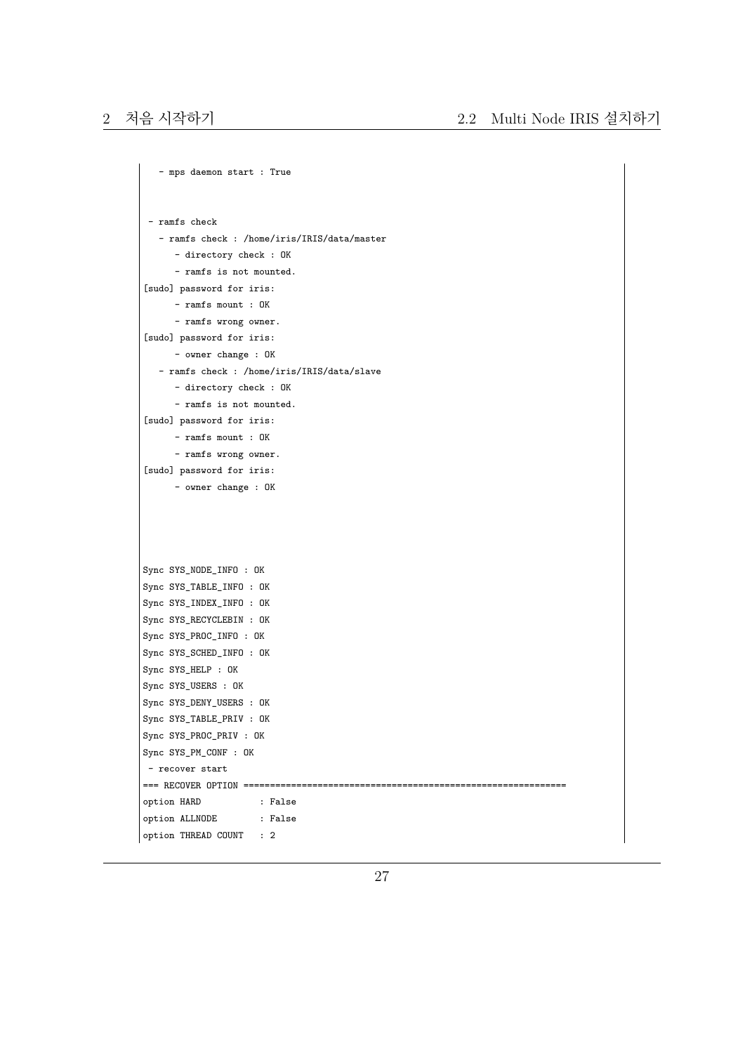```
   - mps daemon start : True


 - ramfs check
   - ramfs check : /home/iris/IRIS/data/master
      - directory check : OK
      - ramfs is not mounted.
[sudo] password for iris:
      - ramfs mount : OK
      - ramfs wrong owner.
[sudo] password for iris:
      - owner change : OK
   - ramfs check : /home/iris/IRIS/data/slave
      - directory check : OK
      - ramfs is not mounted.
[sudo] password for iris:
      - ramfs mount : OK
      - ramfs wrong owner.
[sudo] password for iris:
      - owner change : OK




Sync SYS_NODE_INFO : OK
Sync SYS_TABLE_INFO : OK
Sync SYS_INDEX_INFO : OK
Sync SYS_RECYCLEBIN : OK
Sync SYS_PROC_INFO : OK
Sync SYS_SCHED_INFO : OK
Sync SYS_HELP : OK
Sync SYS_USERS : OK
Sync SYS_DENY_USERS : OK
Sync SYS_TABLE_PRIV : OK
Sync SYS_PROC_PRIV : OK
Sync SYS_PM_CONF : OK
 - recover start
=== RECOVER OPTION ============================================================
option HARD           : False
option ALLNODE        : False
option THREAD COUNT   : 2
```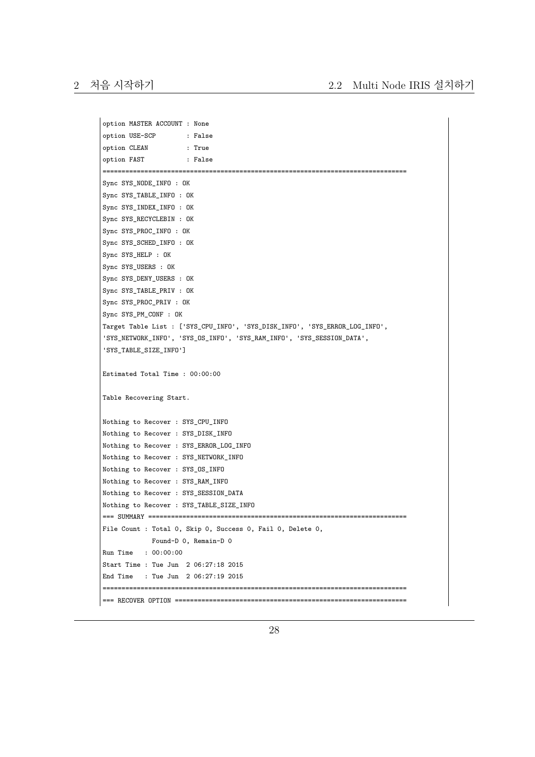```
option MASTER ACCOUNT : None
option USE-SCP        : False
option CLEAN          : True
option FAST           : False
================================================================================
Sync SYS_NODE_INFO : OK
Sync SYS_TABLE_INFO : OK
Sync SYS_INDEX_INFO : OK
Sync SYS_RECYCLEBIN : OK
Sync SYS_PROC_INFO : OK
Sync SYS_SCHED_INFO : OK
Sync SYS_HELP : OK
Sync SYS_USERS : OK
Sync SYS_DENY_USERS : OK
Sync SYS_TABLE_PRIV : OK
Sync SYS_PROC_PRIV : OK
Sync SYS_PM_CONF : OK
Target Table List : ['SYS_CPU_INFO', 'SYS_DISK_INFO', 'SYS_ERROR_LOG_INFO',
'SYS_NETWORK_INFO', 'SYS_OS_INFO', 'SYS_RAM_INFO', 'SYS_SESSION_DATA',
'SYS_TABLE_SIZE_INFO']

Estimated Total Time : 00:00:00

Table Recovering Start.

Nothing to Recover : SYS_CPU_INFO
Nothing to Recover : SYS_DISK_INFO
Nothing to Recover : SYS_ERROR_LOG_INFO
Nothing to Recover : SYS_NETWORK_INFO
Nothing to Recover : SYS_OS_INFO
Nothing to Recover : SYS_RAM_INFO
Nothing to Recover : SYS_SESSION_DATA
Nothing to Recover : SYS_TABLE_SIZE_INFO
=== SUMMARY ====================================================================
File Count : Total 0, Skip 0, Success 0, Fail 0, Delete 0,
             Found-D 0, Remain-D 0
Run Time   : 00:00:00
Start Time : Tue Jun  2 06:27:18 2015
End Time   : Tue Jun  2 06:27:19 2015
================================================================================
=== RECOVER OPTION =============================================================
```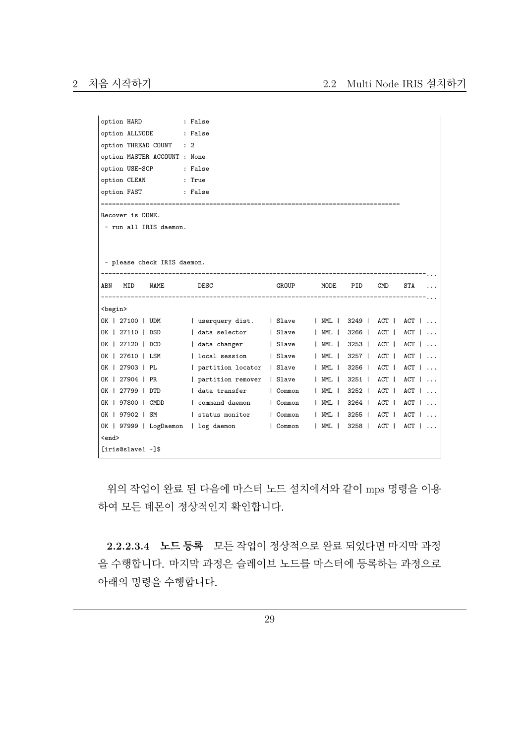```
option HARD           : False
option ALLNODE        : False
option THREAD COUNT   : 2
option MASTER ACCOUNT : None
option USE-SCP        : False
option CLEAN          : True
option FAST           : False
==============================================================================
Recover is DONE.
 - run all IRIS daemon.



 - please check IRIS daemon.
--------------------------------------------------------------------------------------...
ABN   MID    NAME         DESC                 GROUP       MODE    PID    CMD    STA   ...
--------------------------------------------------------------------------------------...
<begin>
OK | 27100 | UDM        | userquery dist.    | Slave     | NML |  3249 |  ACT |  ACT | ...
OK | 27110 | DSD        | data selector      | Slave     | NML |  3266 |  ACT |  ACT | ...
OK | 27120 | DCD        | data changer       | Slave     | NML |  3253 |  ACT |  ACT | ...
OK | 27610 | LSM        | local session      | Slave     | NML |  3257 |  ACT |  ACT | ...
OK | 27903 | PL         | partition locator  | Slave     | NML |  3256 |  ACT |  ACT | ...
OK | 27904 | PR         | partition remover  | Slave     | NML |  3251 |  ACT |  ACT | ...
OK | 27799 | DTD        | data transfer      | Common    | NML |  3252 |  ACT |  ACT | ...
OK | 97800 | CMDD       | command daemon     | Common    | NML |  3264 |  ACT |  ACT | ...
OK | 97902 | SM         | status monitor     | Common    | NML |  3255 |  ACT |  ACT | ...
OK | 97999 | LogDaemon  | log daemon         | Common    | NML |  3258 |  ACT |  ACT | ...
<end>
[iris@slave1 ~]$
```

위의 작업이 완료 된 다음에 마스터 노드 설치에서와 같이 mps 명령을 이용하여 모든 데몬이 정상적인지 확인합니다.

**2.2.2.3.4 노드 등록** 모든 작업이 정상적으로 완료 되었다면 마지막 과정을 수행합니다. 마지막 과정은 슬레이브 노드를 마스터에 등록하는 과정으로 아래의 명령을 수행합니다.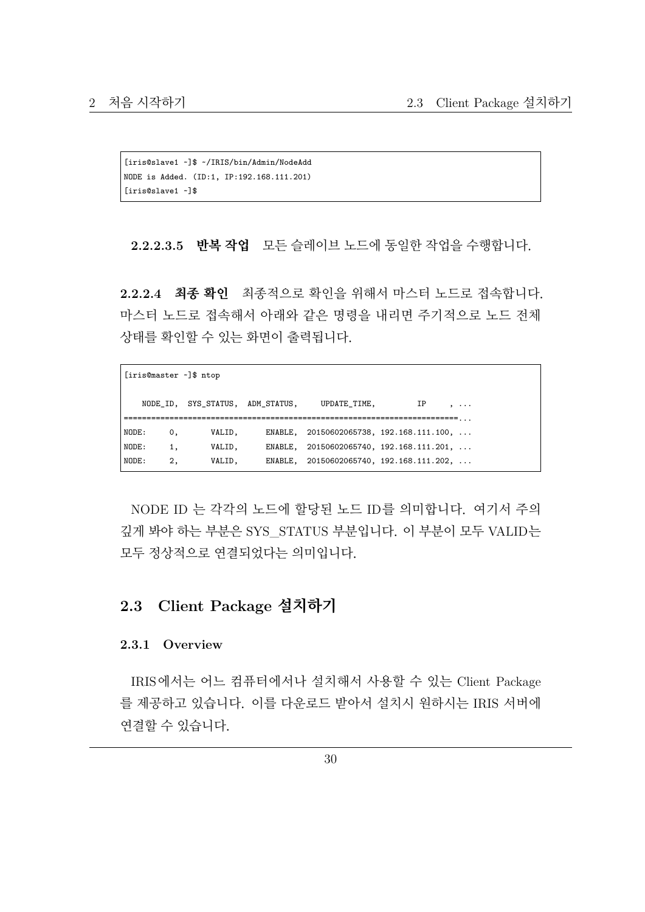```
[iris@slave1 ~]$ ~/IRIS/bin/Admin/NodeAdd
NODE is Added. (ID:1, IP:192.168.111.201)
[iris@slave1 ~]$
```

**2.2.2.3.5 반복 작업** 모든 슬레이브 노드에 동일한 작업을 수행합니다.

**2.2.2.4 최종 확인** 최종적으로 확인을 위해서 마스터 노드로 접속합니다. 마스터 노드로 접속해서 아래와 같은 명령을 내리면 주기적으로 노드 전체 상태를 확인할 수 있는 화면이 출력됩니다.

```
[iris@master ~]$ ntop

    NODE_ID,  SYS_STATUS,  ADM_STATUS,     UPDATE_TIME,         IP     , ...
==========================================================================...
NODE:     0,       VALID,      ENABLE,  20150602065738, 192.168.111.100, ...
NODE:     1,       VALID,      ENABLE,  20150602065740, 192.168.111.201, ...
NODE:     2,       VALID,      ENABLE,  20150602065740, 192.168.111.202, ...
```

NODE ID 는 각각의 노드에 할당된 노드 ID를 의미합니다. 여기서 주의 깊게 봐야 하는 부분은 SYS_STATUS 부분입니다. 이 부분이 모두 VALID는 모두 정상적으로 연결되었다는 의미입니다.

## 2.3 Client Package 설치하기

### 2.3.1 Overview

IRIS에서는 어느 컴퓨터에서나 설치해서 사용할 수 있는 Client Package를 제공하고 있습니다. 이를 다운로드 받아서 설치시 원하시는 IRIS 서버에 연결할 수 있습니다.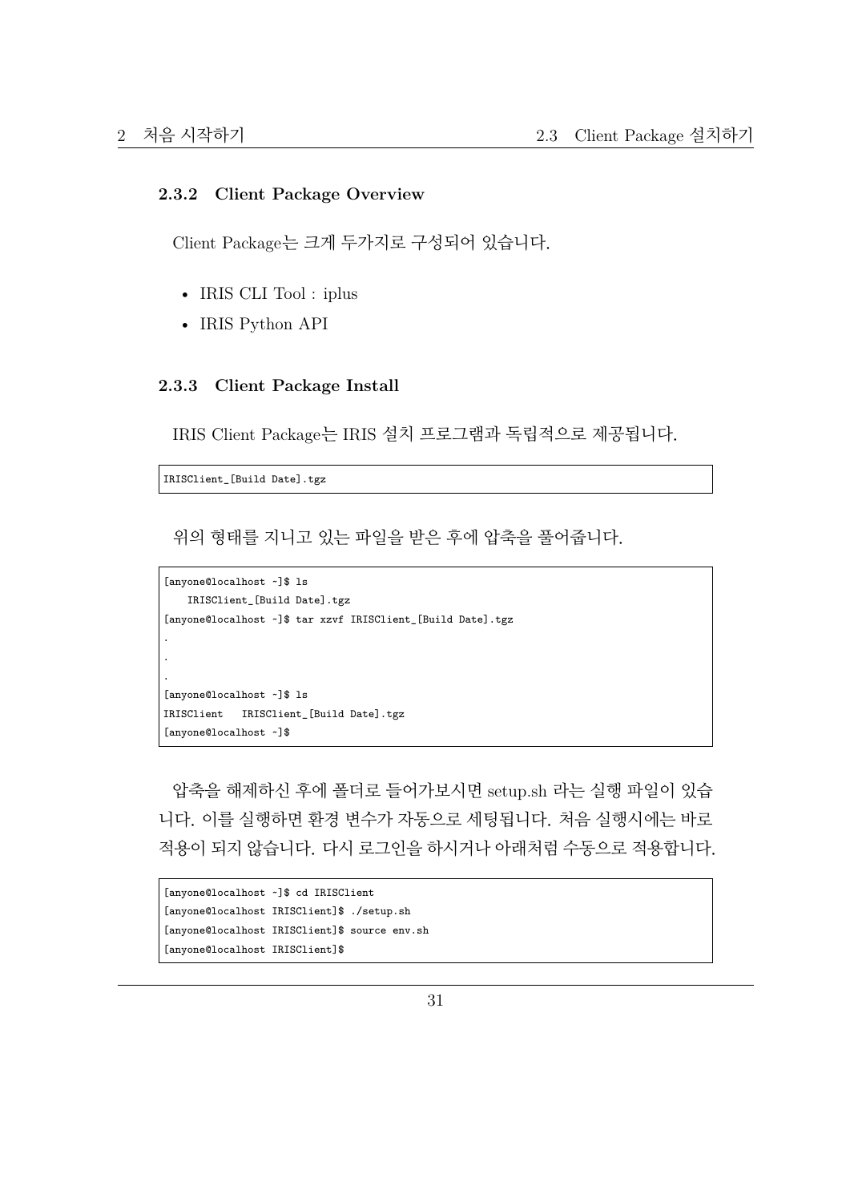### 2.3.2 Client Package Overview

Client Package는 크게 두가지로 구성되어 있습니다.

- IRIS CLI Tool : iplus
- IRIS Python API

### 2.3.3 Client Package Install

IRIS Client Package는 IRIS 설치 프로그램과 독립적으로 제공됩니다.

```
IRISClient_[Build Date].tgz
```

위의 형태를 지니고 있는 파일을 받은 후에 압축을 풀어줍니다.

```
[anyone@localhost ~]$ ls
    IRISClient_[Build Date].tgz
[anyone@localhost ~]$ tar xzvf IRISClient_[Build Date].tgz
.
.
.
[anyone@localhost ~]$ ls
IRISClient   IRISClient_[Build Date].tgz
[anyone@localhost ~]$
```

압축을 해제하신 후에 폴더로 들어가보시면 setup.sh 라는 실행 파일이 있습니다. 이를 실행하면 환경 변수가 자동으로 세팅됩니다. 처음 실행시에는 바로 적용이 되지 않습니다. 다시 로그인을 하시거나 아래처럼 수동으로 적용합니다.

```
[anyone@localhost ~]$ cd IRISClient
[anyone@localhost IRISClient]$ ./setup.sh
[anyone@localhost IRISClient]$ source env.sh
[anyone@localhost IRISClient]$
```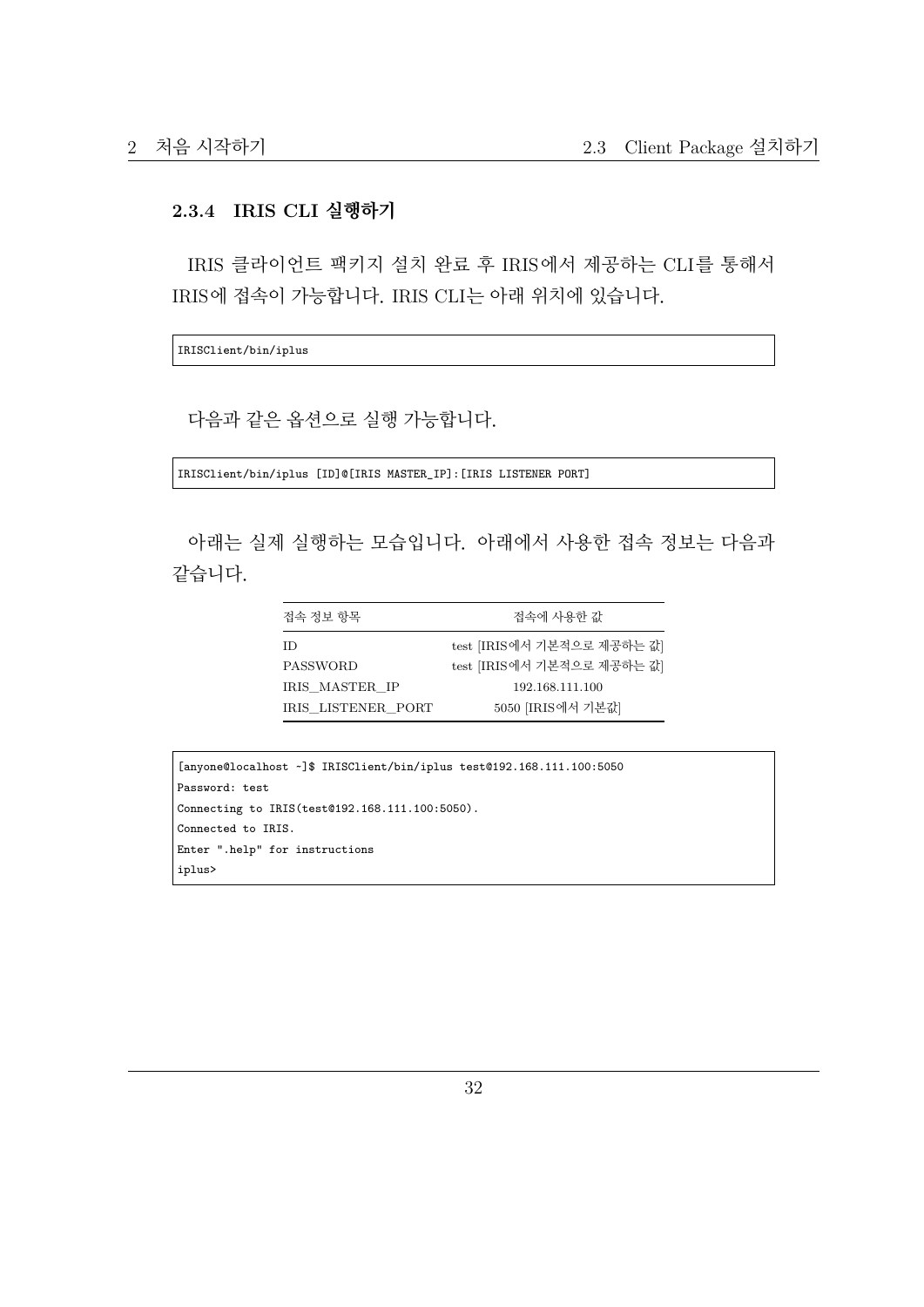### 2.3.4 IRIS CLI 실행하기

IRIS 클라이언트 팩키지 설치 완료 후 IRIS에서 제공하는 CLI를 통해서 IRIS에 접속이 가능합니다. IRIS CLI는 아래 위치에 있습니다.

```
IRISClient/bin/iplus
```

다음과 같은 옵션으로 실행 가능합니다.

```
IRISClient/bin/iplus [ID]@[IRIS MASTER_IP]:[IRIS LISTENER PORT]
```

아래는 실제 실행하는 모습입니다. 아래에서 사용한 접속 정보는 다음과 같습니다.

| 접속 정보 항목 | 접속에 사용한 값 |
|---|---|
| ID | test [IRIS에서 기본적으로 제공하는 값] |
| PASSWORD | test [IRIS에서 기본적으로 제공하는 값] |
| IRIS_MASTER_IP | 192.168.111.100 |
| IRIS_LISTENER_PORT | 5050 [IRIS에서 기본값] |

```
[anyone@localhost ~]$ IRISClient/bin/iplus test@192.168.111.100:5050
Password: test
Connecting to IRIS(test@192.168.111.100:5050).
Connected to IRIS.
Enter ".help" for instructions
iplus>
```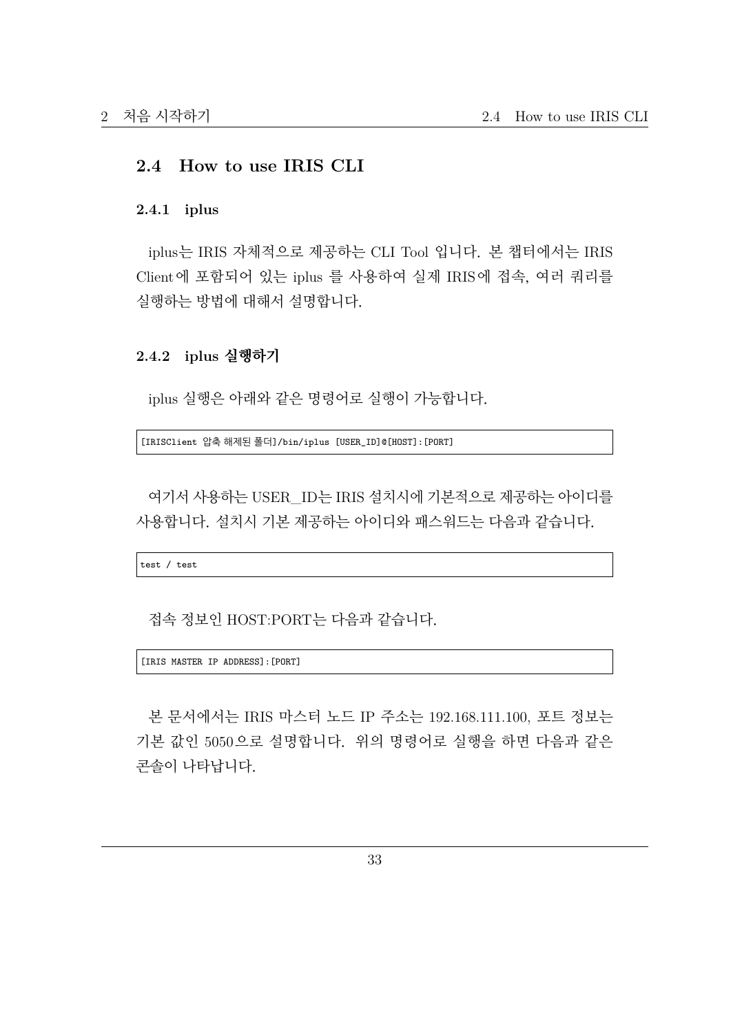## 2.4 How to use IRIS CLI

### 2.4.1 iplus

iplus는 IRIS 자체적으로 제공하는 CLI Tool 입니다. 본 챕터에서는 IRIS Client에 포함되어 있는 iplus 를 사용하여 실제 IRIS에 접속, 여러 쿼리를 실행하는 방법에 대해서 설명합니다.

### 2.4.2 iplus 실행하기

iplus 실행은 아래와 같은 명령어로 실행이 가능합니다.

```
[IRISClient 압축 해제된 폴더]/bin/iplus [USER_ID]@[HOST]:[PORT]
```

여기서 사용하는 USER_ID는 IRIS 설치시에 기본적으로 제공하는 아이디를 사용합니다. 설치시 기본 제공하는 아이디와 패스워드는 다음과 같습니다.

```
test / test
```

접속 정보인 HOST:PORT는 다음과 같습니다.

```
[IRIS MASTER IP ADDRESS]:[PORT]
```

본 문서에서는 IRIS 마스터 노드 IP 주소는 192.168.111.100, 포트 정보는 기본 값인 5050으로 설명합니다. 위의 명령어로 실행을 하면 다음과 같은 콘솔이 나타납니다.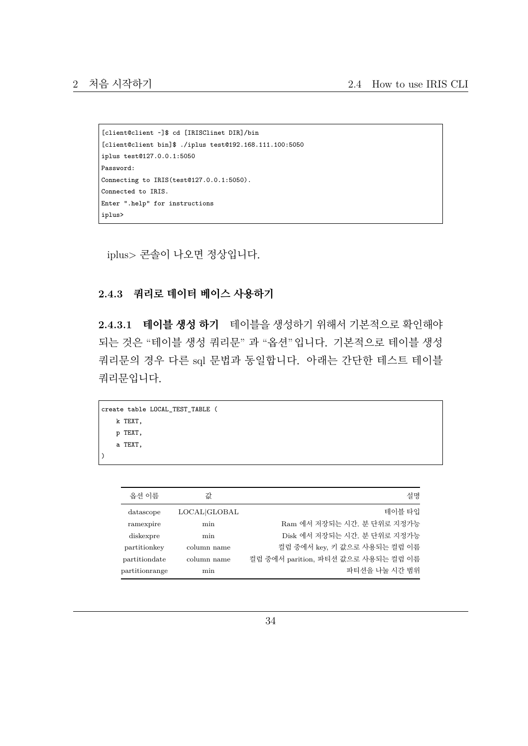```
[client@client ~]$ cd [IRISClinet DIR]/bin
[client@client bin]$ ./iplus test@192.168.111.100:5050
iplus test@127.0.0.1:5050
Password:
Connecting to IRIS(test@127.0.0.1:5050).
Connected to IRIS.
Enter ".help" for instructions
iplus>
```

iplus> 콘솔이 나오면 정상입니다.

### 2.4.3 쿼리로 데이터 베이스 사용하기

**2.4.3.1 테이블 생성 하기** 테이블을 생성하기 위해서 기본적으로 확인해야 되는 것은 "테이블 생성 쿼리문" 과 "옵션" 입니다. 기본적으로 테이블 생성 쿼리문의 경우 다른 sql 문법과 동일합니다. 아래는 간단한 테스트 테이블 쿼리문입니다.

```
create table LOCAL_TEST_TABLE (
    k TEXT,
    p TEXT,
    a TEXT,
)
```

| 옵션 이름 | 값 | 설명 |
|---|---|---|
| datascope | LOCAL\|GLOBAL | 테이블 타입 |
| ramexpire | min | Ram 에서 저장되는 시간. 분 단위로 지정가능 |
| diskexpre | min | Disk 에서 저장되는 시간. 분 단위로 지정가능 |
| partitionkey | column name | 컬럼 중에서 key, 키 값으로 사용되는 컬럼 이름 |
| partitiondate | column name | 컬럼 중에서 parition, 파티션 값으로 사용되는 컬럼 이름 |
| partitionrange | min | 파티션을 나눌 시간 범위 |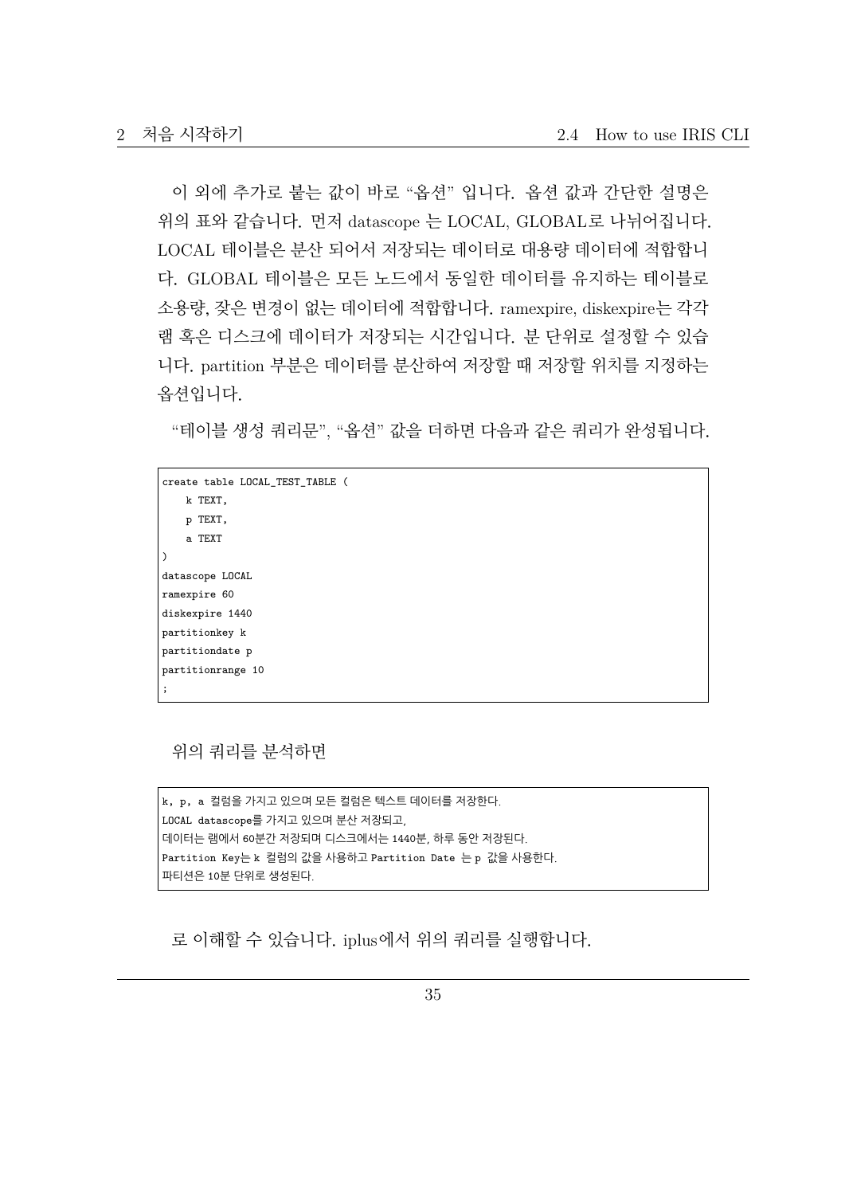이 외에 추가로 붙는 값이 바로 "옵션" 입니다. 옵션 값과 간단한 설명은 위의 표와 같습니다. 먼저 datascope 는 LOCAL, GLOBAL로 나뉘어집니다. LOCAL 테이블은 분산 되어서 저장되는 데이터로 대용량 데이터에 적합합니다. GLOBAL 테이블은 모든 노드에서 동일한 데이터를 유지하는 테이블로 소용량, 잦은 변경이 없는 데이터에 적합합니다. ramexpire, diskexpire는 각각 램 혹은 디스크에 데이터가 저장되는 시간입니다. 분 단위로 설정할 수 있습니다. partition 부분은 데이터를 분산하여 저장할 때 저장할 위치를 지정하는 옵션입니다.

"테이블 생성 쿼리문", "옵션" 값을 더하면 다음과 같은 쿼리가 완성됩니다.

```
create table LOCAL_TEST_TABLE (
    k TEXT,
    p TEXT,
    a TEXT
)
datascope LOCAL
ramexpire 60
diskexpire 1440
partitionkey k
partitiondate p
partitionrange 10
;
```

위의 쿼리를 분석하면

```
k, p, a 컬럼을 가지고 있으며 모든 컬럼은 텍스트 데이터를 저장한다.
LOCAL datascope를 가지고 있으며 분산 저장되고,
데이터는 램에서 60분간 저장되며 디스크에서는 1440분, 하루 동안 저장된다.
Partition Key는 k 컬럼의 값을 사용하고 Partition Date 는 p 값을 사용한다.
파티션은 10분 단위로 생성된다.
```

로 이해할 수 있습니다. iplus에서 위의 쿼리를 실행합니다.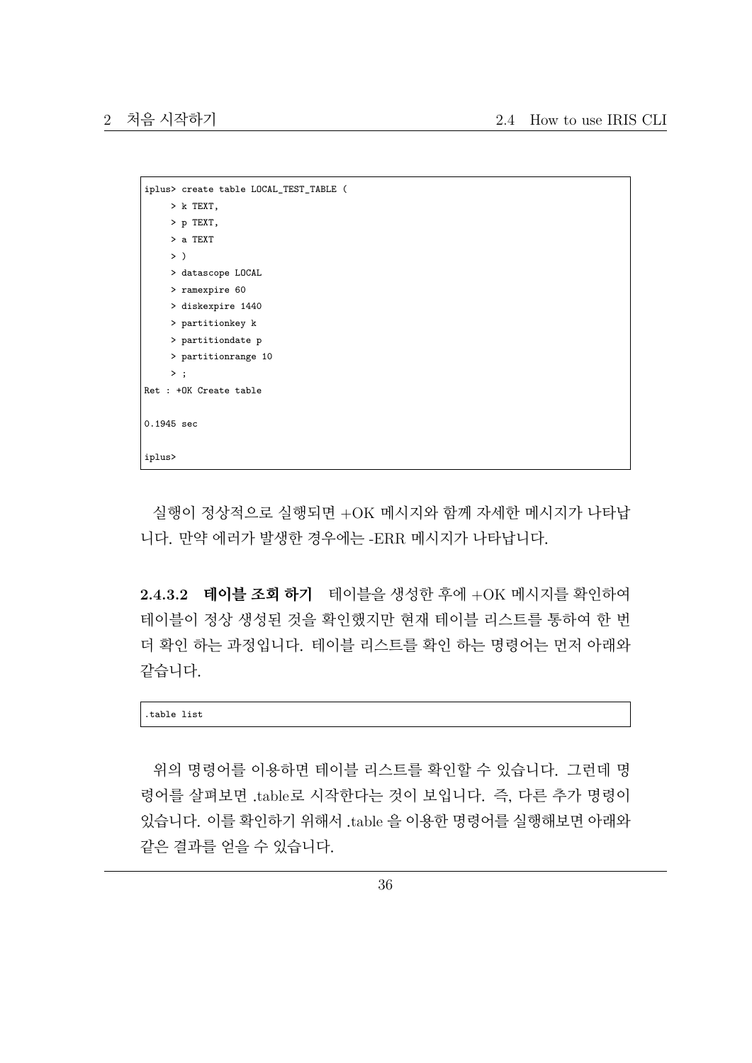```
iplus> create table LOCAL_TEST_TABLE (
     > k TEXT,
     > p TEXT,
     > a TEXT
     > )
     > datascope LOCAL
     > ramexpire 60
     > diskexpire 1440
     > partitionkey k
     > partitiondate p
     > partitionrange 10
     > ;
Ret : +OK Create table

0.1945 sec

iplus>
```

실행이 정상적으로 실행되면 +OK 메시지와 함께 자세한 메시지가 나타납니다. 만약 에러가 발생한 경우에는 -ERR 메시지가 나타납니다.

#### 2.4.3.2 테이블 조회 하기

테이블을 생성한 후에 +OK 메시지를 확인하여 테이블이 정상 생성된 것을 확인했지만 현재 테이블 리스트를 통하여 한 번 더 확인 하는 과정입니다. 테이블 리스트를 확인 하는 명령어는 먼저 아래와 같습니다.

```
.table list
```

위의 명령어를 이용하면 테이블 리스트를 확인할 수 있습니다. 그런데 명령어를 살펴보면 .table로 시작한다는 것이 보입니다. 즉, 다른 추가 명령이 있습니다. 이를 확인하기 위해서 .table 을 이용한 명령어를 실행해보면 아래와 같은 결과를 얻을 수 있습니다.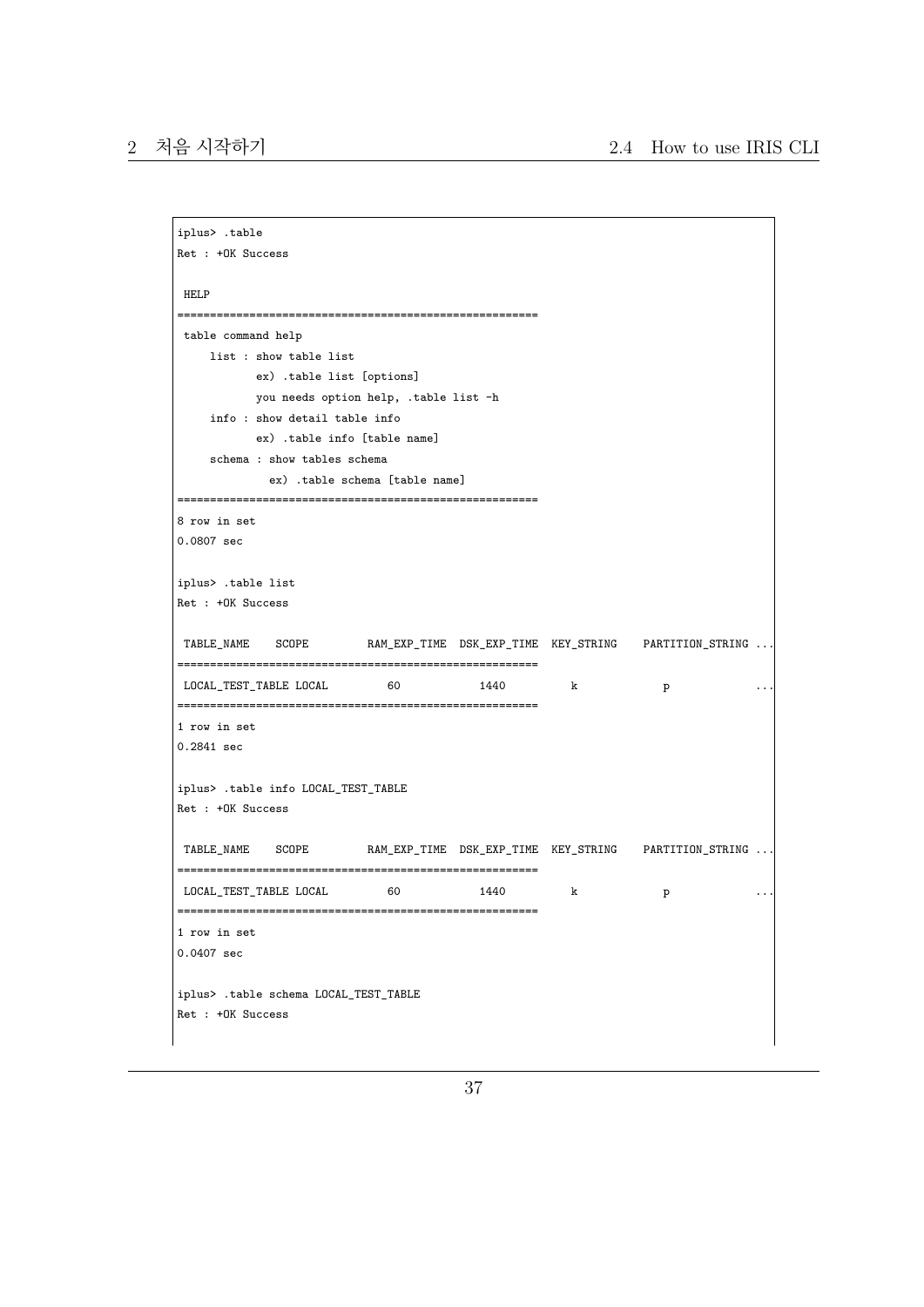```
iplus> .table
Ret : +OK Success

 HELP
======================================================
 table command help
     list : show table list
            ex) .table list [options]
            you needs option help, .table list -h
     info : show detail table info
            ex) .table info [table name]
     schema : show tables schema
              ex) .table schema [table name]
======================================================
8 row in set
0.0807 sec

iplus> .table list
Ret : +OK Success

 TABLE_NAME    SCOPE         RAM_EXP_TIME  DSK_EXP_TIME  KEY_STRING    PARTITION_STRING ...
======================================================
 LOCAL_TEST_TABLE LOCAL         60           1440          k             p             ...
======================================================
1 row in set
0.2841 sec

iplus> .table info LOCAL_TEST_TABLE
Ret : +OK Success

 TABLE_NAME    SCOPE         RAM_EXP_TIME  DSK_EXP_TIME  KEY_STRING    PARTITION_STRING ...
======================================================
 LOCAL_TEST_TABLE LOCAL         60           1440          k             p             ...
======================================================
1 row in set
0.0407 sec

iplus> .table schema LOCAL_TEST_TABLE
Ret : +OK Success
```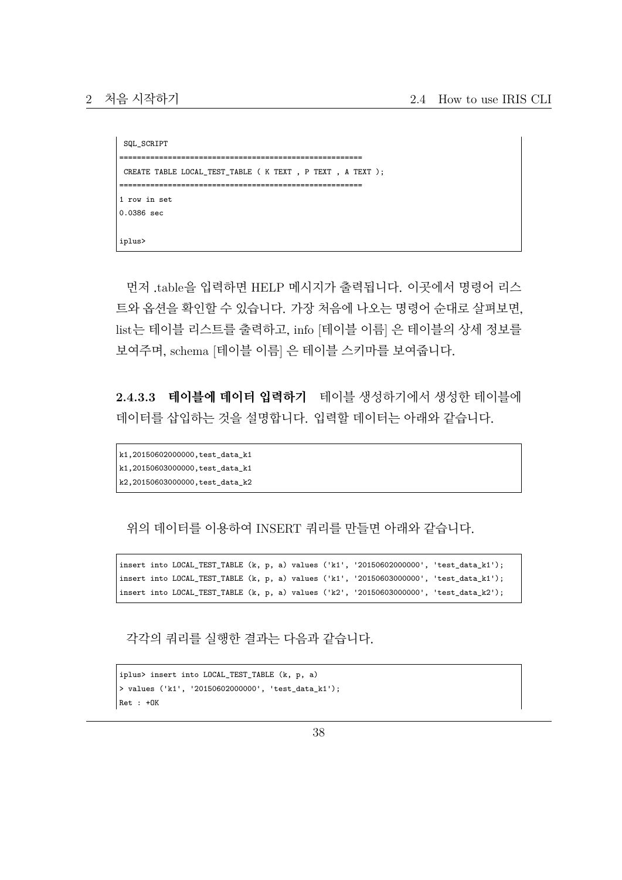```
 SQL_SCRIPT
======================================================
 CREATE TABLE LOCAL_TEST_TABLE ( K TEXT , P TEXT , A TEXT );
======================================================
1 row in set
0.0386 sec

iplus>
```

먼저 .table을 입력하면 HELP 메시지가 출력됩니다. 이곳에서 명령어 리스트와 옵션을 확인할 수 있습니다. 가장 처음에 나오는 명령어 순대로 살펴보면, list는 테이블 리스트를 출력하고, info [테이블 이름] 은 테이블의 상세 정보를 보여주며, schema [테이블 이름] 은 테이블 스키마를 보여줍니다.

#### 2.4.3.3 테이블에 데이터 입력하기

테이블 생성하기에서 생성한 테이블에 데이터를 삽입하는 것을 설명합니다. 입력할 데이터는 아래와 같습니다.

```
k1,20150602000000,test_data_k1
k1,20150603000000,test_data_k1
k2,20150603000000,test_data_k2
```

위의 데이터를 이용하여 INSERT 쿼리를 만들면 아래와 같습니다.

```
insert into LOCAL_TEST_TABLE (k, p, a) values ('k1', '20150602000000', 'test_data_k1');
insert into LOCAL_TEST_TABLE (k, p, a) values ('k1', '20150603000000', 'test_data_k1');
insert into LOCAL_TEST_TABLE (k, p, a) values ('k2', '20150603000000', 'test_data_k2');
```

각각의 쿼리를 실행한 결과는 다음과 같습니다.

```
iplus> insert into LOCAL_TEST_TABLE (k, p, a)
> values ('k1', '20150602000000', 'test_data_k1');
Ret : +OK
```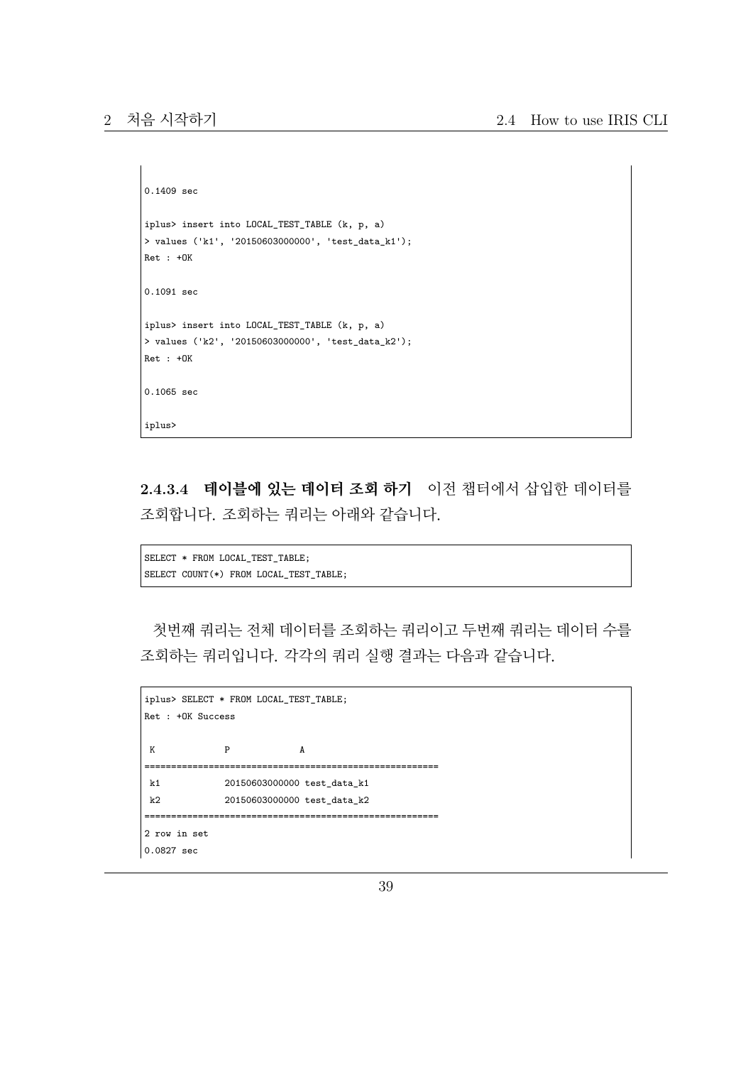```
0.1409 sec

iplus> insert into LOCAL_TEST_TABLE (k, p, a)
> values ('k1', '20150603000000', 'test_data_k1');
Ret : +OK

0.1091 sec

iplus> insert into LOCAL_TEST_TABLE (k, p, a)
> values ('k2', '20150603000000', 'test_data_k2');
Ret : +OK

0.1065 sec

iplus>
```

#### 2.4.3.4 테이블에 있는 데이터 조회 하기

이전 챕터에서 삽입한 데이터를 조회합니다. 조회하는 쿼리는 아래와 같습니다.

```
SELECT * FROM LOCAL_TEST_TABLE;
SELECT COUNT(*) FROM LOCAL_TEST_TABLE;
```

첫번째 쿼리는 전체 데이터를 조회하는 쿼리이고 두번째 쿼리는 데이터 수를 조회하는 쿼리입니다. 각각의 쿼리 실행 결과는 다음과 같습니다.

```
iplus> SELECT * FROM LOCAL_TEST_TABLE;
Ret : +OK Success

 K             P              A
======================================================
 k1            20150603000000 test_data_k1
 k2            20150603000000 test_data_k2
======================================================
2 row in set
0.0827 sec
```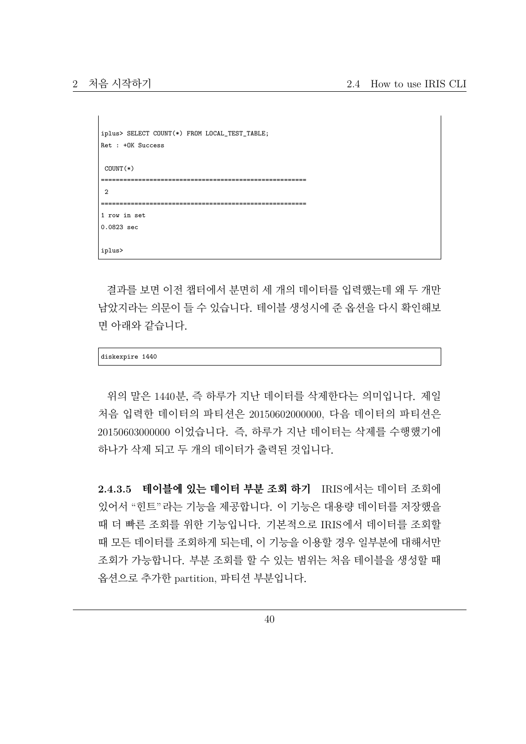```
iplus> SELECT COUNT(*) FROM LOCAL_TEST_TABLE;
Ret : +OK Success

 COUNT(*)
======================================================
 2
======================================================
1 row in set
0.0823 sec

iplus>
```

결과를 보면 이전 챕터에서 분면히 세 개의 데이터를 입력했는데 왜 두 개만 남았지라는 의문이 들 수 있습니다. 테이블 생성시에 준 옵션을 다시 확인해보면 아래와 같습니다.

```
diskexpire 1440
```

위의 말은 1440분, 즉 하루가 지난 데이터를 삭제한다는 의미입니다. 제일 처음 입력한 데이터의 파티션은 20150602000000, 다음 데이터의 파티션은 20150603000000 이었습니다. 즉, 하루가 지난 데이터는 삭제를 수행했기에 하나가 삭제 되고 두 개의 데이터가 출력된 것입니다.

**2.4.3.5 테이블에 있는 데이터 부분 조회 하기** IRIS에서는 데이터 조회에 있어서 "힌트"라는 기능을 제공합니다. 이 기능은 대용량 데이터를 저장했을 때 더 빠른 조회를 위한 기능입니다. 기본적으로 IRIS에서 데이터를 조회할 때 모든 데이터를 조회하게 되는데, 이 기능을 이용할 경우 일부분에 대해서만 조회가 가능합니다. 부분 조회를 할 수 있는 범위는 처음 테이블을 생성할 때 옵션으로 추가한 partition, 파티션 부분입니다.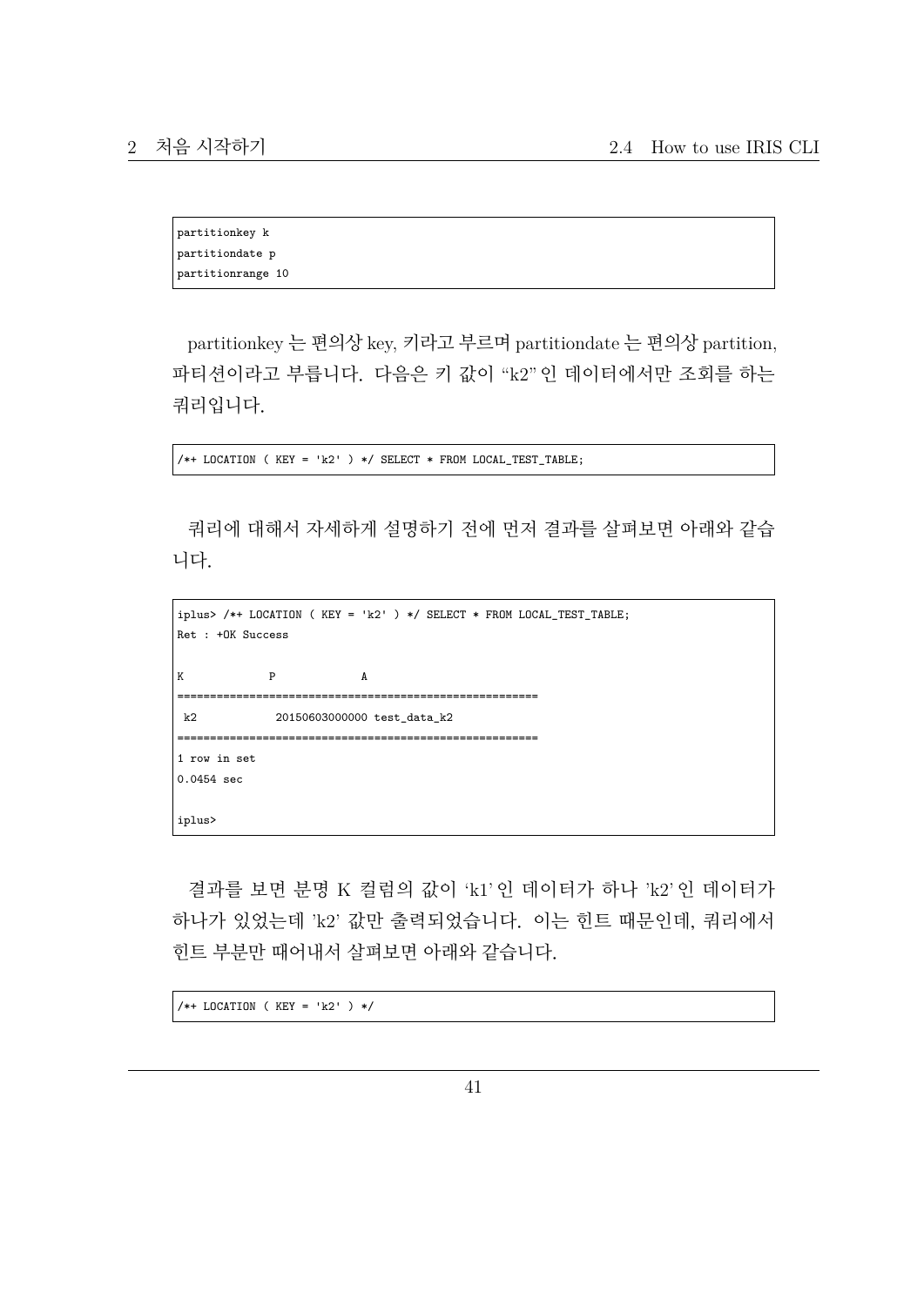```
partitionkey k
partitiondate p
partitionrange 10
```

partitionkey 는 편의상 key, 키라고 부르며 partitiondate 는 편의상 partition, 파티션이라고 부릅니다. 다음은 키 값이 "k2" 인 데이터에서만 조회를 하는 쿼리입니다.

```
/*+ LOCATION ( KEY = 'k2' ) */ SELECT * FROM LOCAL_TEST_TABLE;
```

쿼리에 대해서 자세하게 설명하기 전에 먼저 결과를 살펴보면 아래와 같습니다.

```
iplus> /*+ LOCATION ( KEY = 'k2' ) */ SELECT * FROM LOCAL_TEST_TABLE;
Ret : +OK Success

K            P            A
======================================================
 k2           20150603000000 test_data_k2
======================================================
1 row in set
0.0454 sec

iplus>
```

결과를 보면 분명 K 컬럼의 값이 'k1' 인 데이터가 하나 'k2' 인 데이터가 하나가 있었는데 'k2' 값만 출력되었습니다. 이는 힌트 때문인데, 쿼리에서 힌트 부분만 떼어내서 살펴보면 아래와 같습니다.

```
/*+ LOCATION ( KEY = 'k2' ) */
```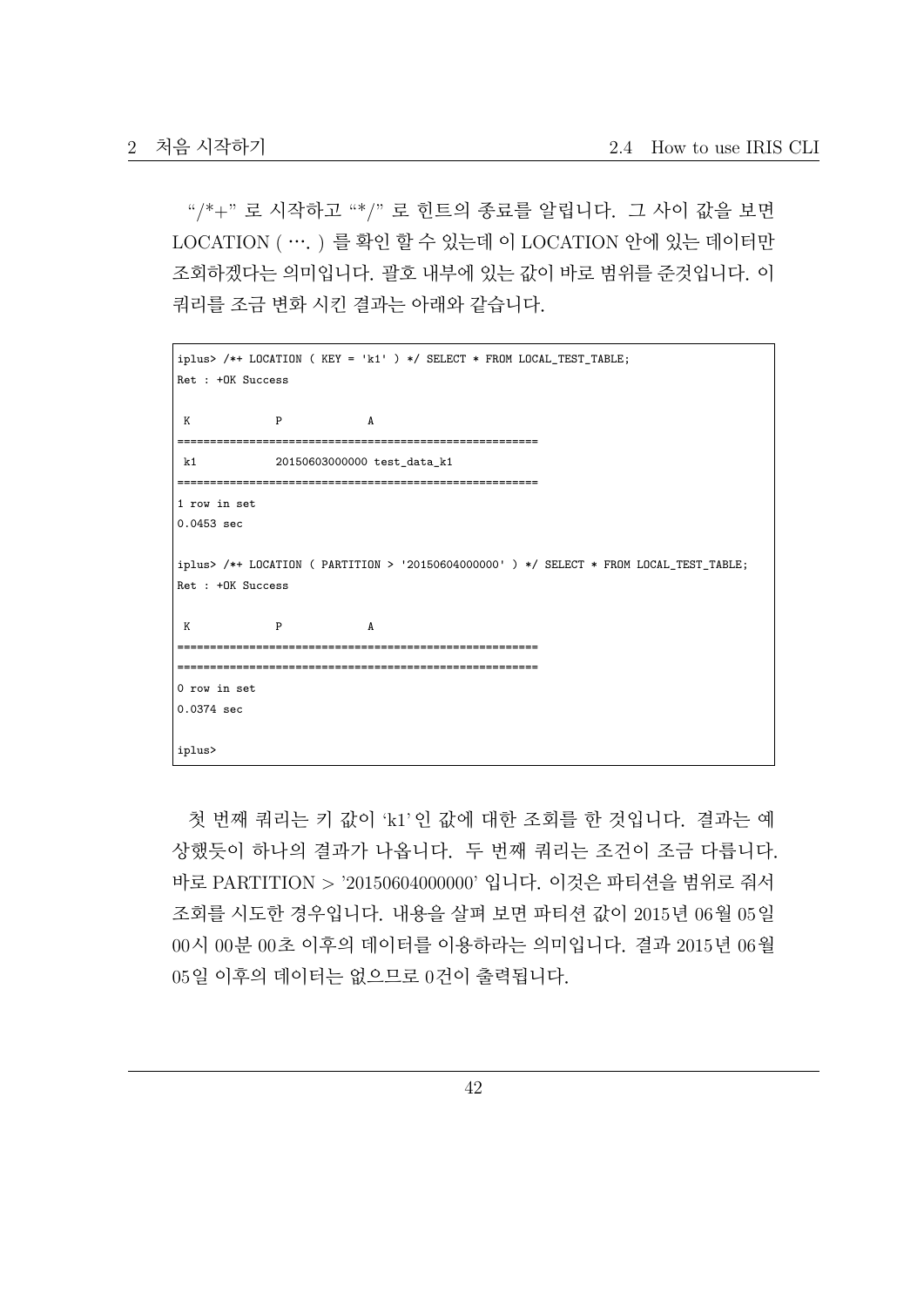"/*+" 로 시작하고 "*/" 로 힌트의 종료를 알립니다. 그 사이 값을 보면 LOCATION ( …. ) 를 확인 할 수 있는데 이 LOCATION 안에 있는 데이터만 조회하겠다는 의미입니다. 괄호 내부에 있는 값이 바로 범위를 준것입니다. 이 쿼리를 조금 변화 시킨 결과는 아래와 같습니다.

```
iplus> /*+ LOCATION ( KEY = 'k1' ) */ SELECT * FROM LOCAL_TEST_TABLE;
Ret : +OK Success

 K            P             A
======================================================
 k1           20150603000000 test_data_k1
======================================================
1 row in set
0.0453 sec

iplus> /*+ LOCATION ( PARTITION > '20150604000000' ) */ SELECT * FROM LOCAL_TEST_TABLE;
Ret : +OK Success

 K            P             A
======================================================
======================================================
0 row in set
0.0374 sec

iplus>
```

첫 번째 쿼리는 키 값이 'k1' 인 값에 대한 조회를 한 것입니다. 결과는 예상했듯이 하나의 결과가 나옵니다. 두 번째 쿼리는 조건이 조금 다릅니다. 바로 PARTITION > '20150604000000' 입니다. 이것은 파티션을 범위로 줘서 조회를 시도한 경우입니다. 내용을 살펴 보면 파티션 값이 2015년 06월 05일 00시 00분 00초 이후의 데이터를 이용하라는 의미입니다. 결과 2015년 06월 05일 이후의 데이터는 없으므로 0건이 출력됩니다.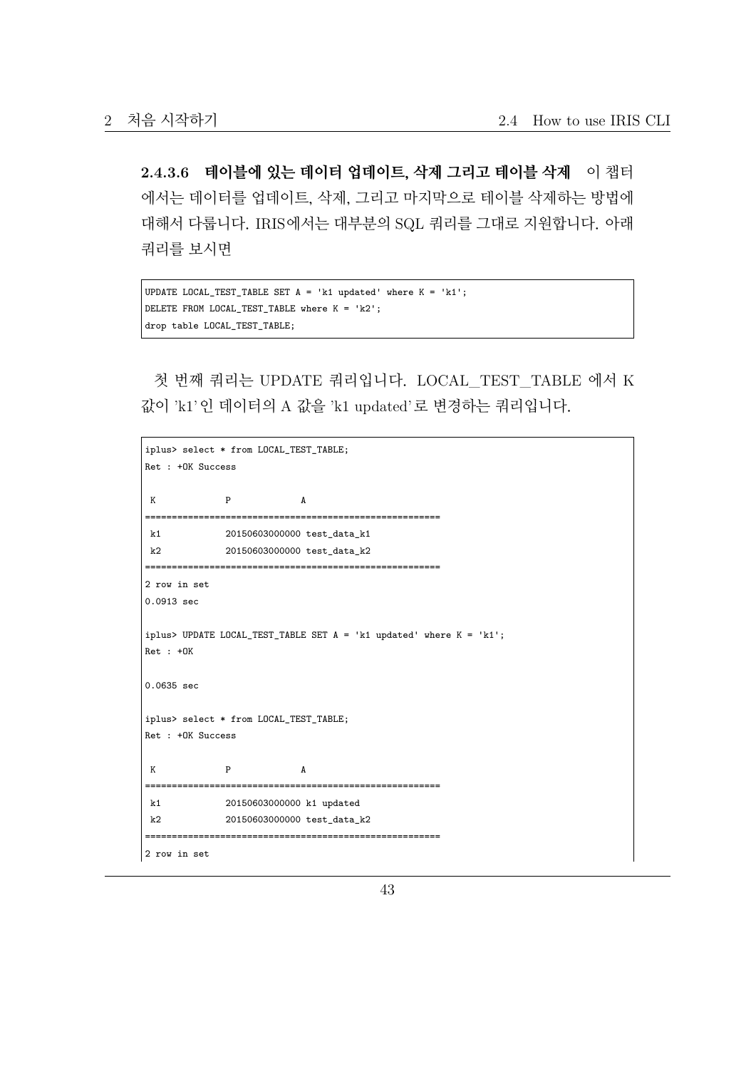#### 2.4.3.6 테이블에 있는 데이터 업데이트, 삭제 그리고 테이블 삭제

이 챕터에서는 데이터를 업데이트, 삭제, 그리고 마지막으로 테이블 삭제하는 방법에 대해서 다룹니다. IRIS에서는 대부분의 SQL 쿼리를 그대로 지원합니다. 아래 쿼리를 보시면

```
UPDATE LOCAL_TEST_TABLE SET A = 'k1 updated' where K = 'k1';
DELETE FROM LOCAL_TEST_TABLE where K = 'k2';
drop table LOCAL_TEST_TABLE;
```

첫 번째 쿼리는 UPDATE 쿼리입니다. LOCAL_TEST_TABLE 에서 K 값이 'k1' 인 데이터의 A 값을 'k1 updated' 로 변경하는 쿼리입니다.

```
iplus> select * from LOCAL_TEST_TABLE;
Ret : +OK Success

 K             P             A
======================================================
 k1            20150603000000 test_data_k1
 k2            20150603000000 test_data_k2
======================================================
2 row in set
0.0913 sec

iplus> UPDATE LOCAL_TEST_TABLE SET A = 'k1 updated' where K = 'k1';
Ret : +OK

0.0635 sec

iplus> select * from LOCAL_TEST_TABLE;
Ret : +OK Success

 K             P             A
======================================================
 k1            20150603000000 k1 updated
 k2            20150603000000 test_data_k2
======================================================
2 row in set
```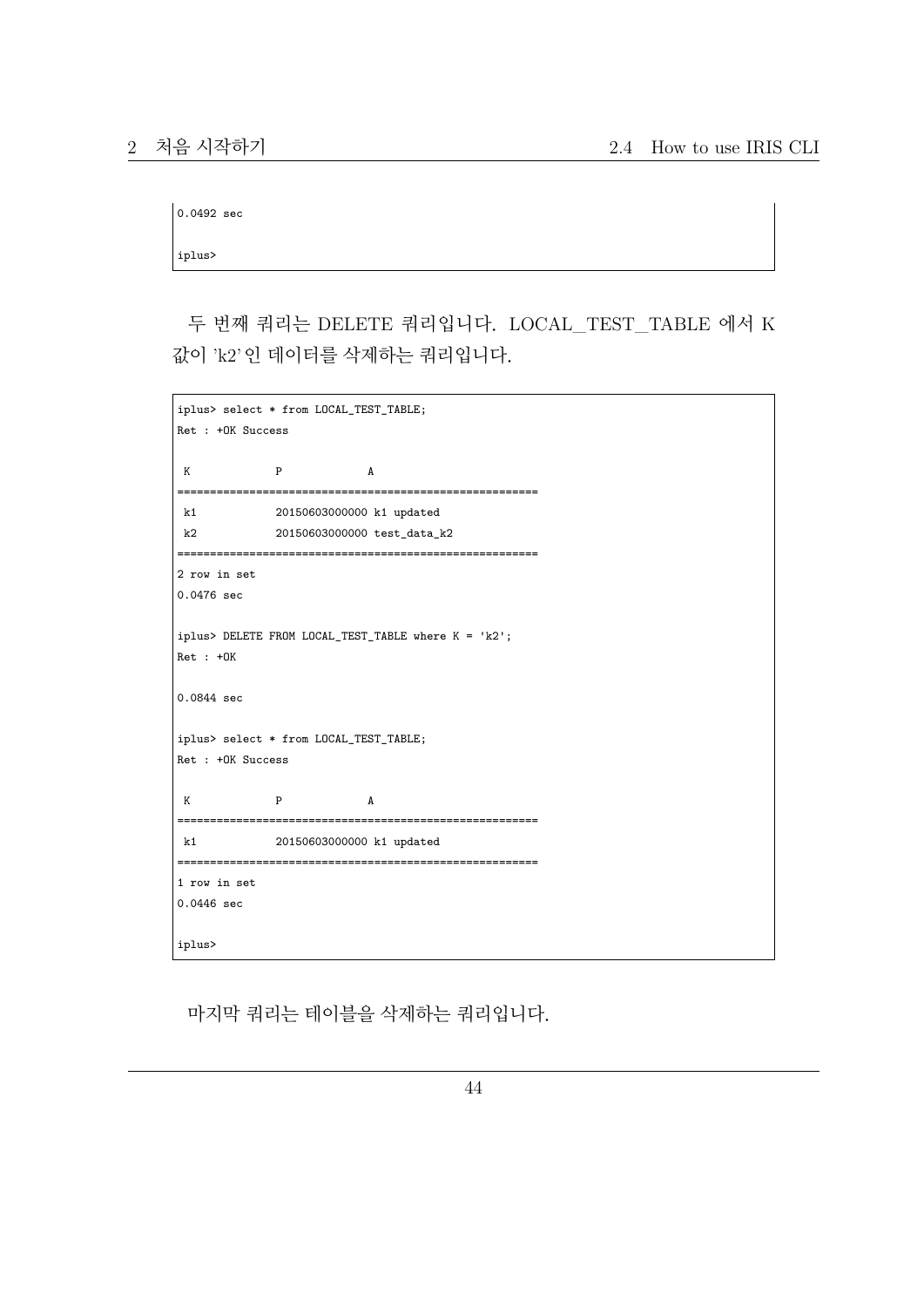```
0.0492 sec

iplus>
```

두 번째 쿼리는 DELETE 쿼리입니다. LOCAL_TEST_TABLE 에서 K 값이 'k2' 인 데이터를 삭제하는 쿼리입니다.

```
iplus> select * from LOCAL_TEST_TABLE;
Ret : +OK Success

 K            P             A
=====================================================
 k1           20150603000000 k1 updated
 k2           20150603000000 test_data_k2
=====================================================
2 row in set
0.0476 sec

iplus> DELETE FROM LOCAL_TEST_TABLE where K = 'k2';
Ret : +OK

0.0844 sec

iplus> select * from LOCAL_TEST_TABLE;
Ret : +OK Success

 K            P             A
=====================================================
 k1           20150603000000 k1 updated
=====================================================
1 row in set
0.0446 sec

iplus>
```

마지막 쿼리는 테이블을 삭제하는 쿼리입니다.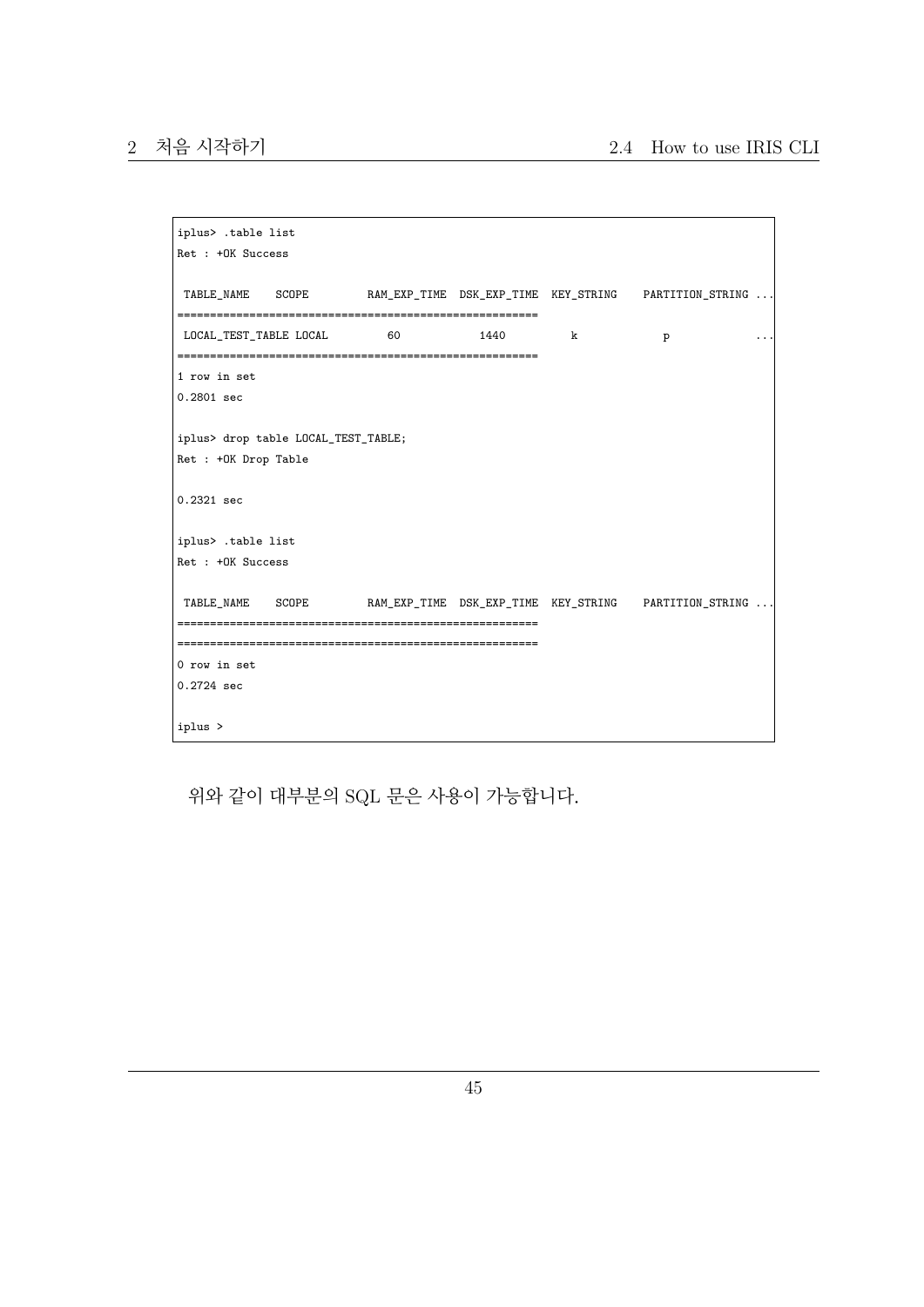```
iplus> .table list
Ret : +OK Success

 TABLE_NAME    SCOPE         RAM_EXP_TIME  DSK_EXP_TIME  KEY_STRING    PARTITION_STRING ...
=======================================================
 LOCAL_TEST_TABLE LOCAL         60            1440         k             p                ...
=======================================================
1 row in set
0.2801 sec

iplus> drop table LOCAL_TEST_TABLE;
Ret : +OK Drop Table

0.2321 sec

iplus> .table list
Ret : +OK Success

 TABLE_NAME    SCOPE         RAM_EXP_TIME  DSK_EXP_TIME  KEY_STRING    PARTITION_STRING ...
=======================================================
=======================================================
0 row in set
0.2724 sec

iplus >
```

위와 같이 대부분의 SQL 문은 사용이 가능합니다.